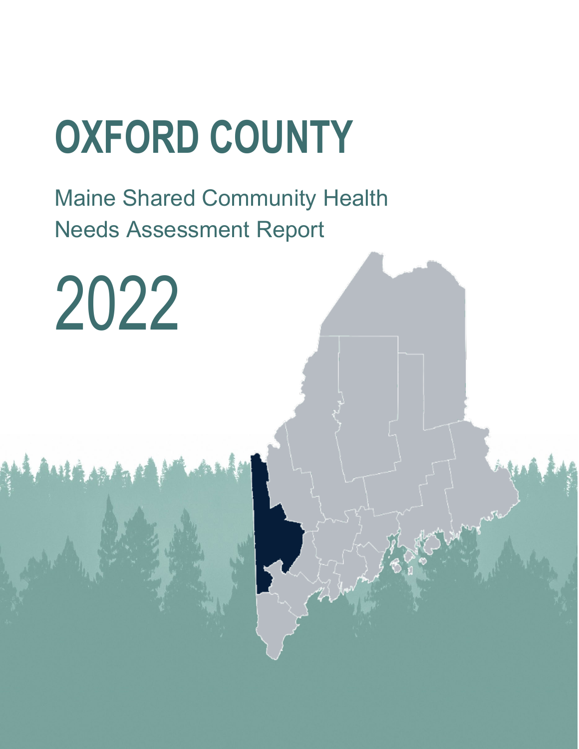# OXFORD COUNTY

Maine Shared Community Health Needs Assessment Report

2022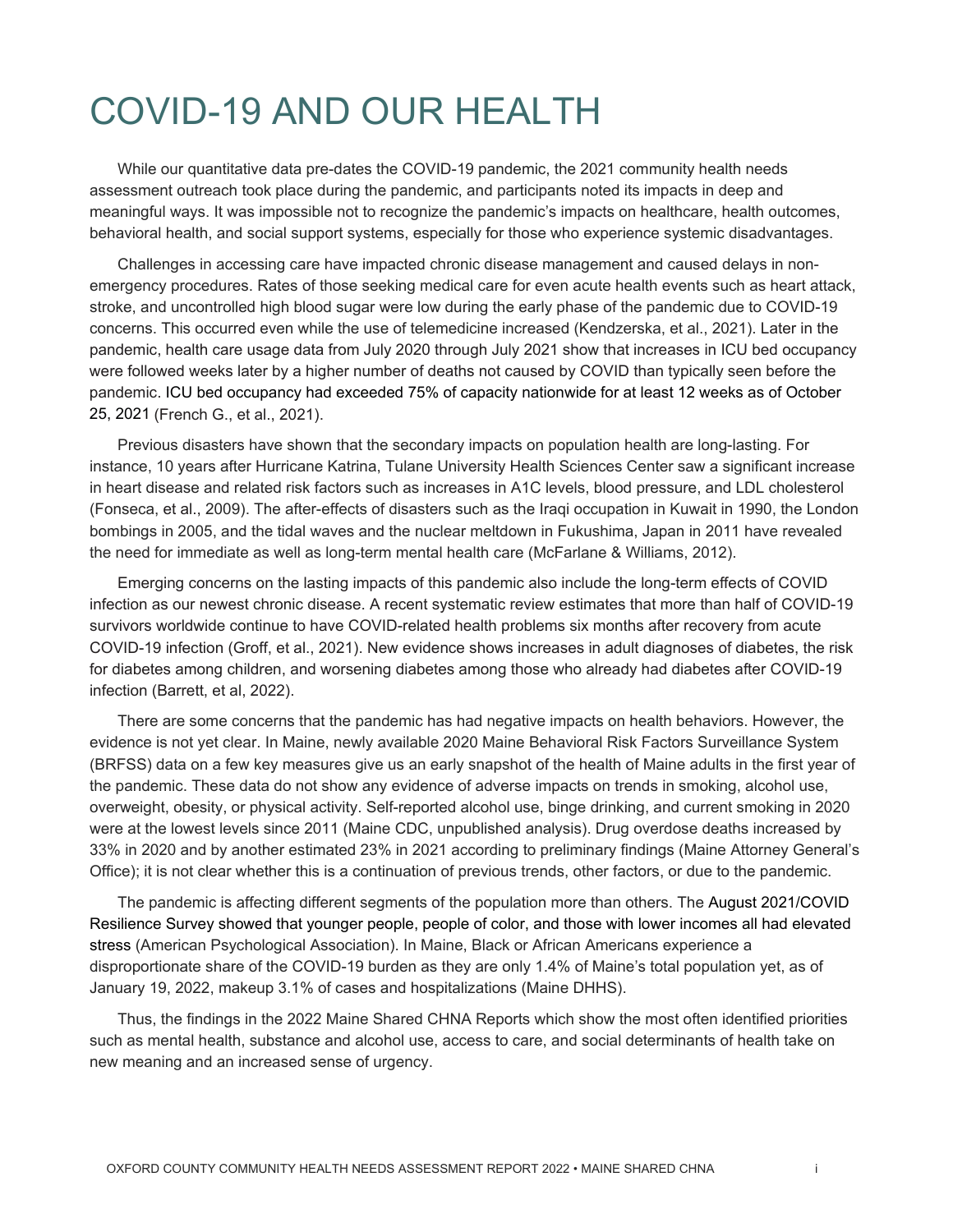# COVID-19 AND OUR HEALTH

While our quantitative data pre-dates the COVID-19 pandemic, the 2021 community health needs assessment outreach took place during the pandemic, and participants noted its impacts in deep and meaningful ways. It was impossible not to recognize the pandemic's impacts on healthcare, health outcomes, behavioral health, and social support systems, especially for those who experience systemic disadvantages.

Challenges in accessing care have impacted chronic disease management and caused delays in non-emergency procedures. Rates of those seeking medical care for even acute health events such as heart attack, stroke, and uncontrolled high blood sugar were low during the early phase of the pandemic due to COVID-19 concerns. This occurred even while the use of telemedicine increased (Kendzerska, et al., 2021). Later in the pandemic, health care usage data from July 2020 through July 2021 show that increases in ICU bed occupancy were followed weeks later by a higher number of deaths not caused by COVID than typically seen before the pandemic. ICU bed occupancy had exceeded 75% of capacity nationwide for at least 12 weeks as of October 25, 2021 (French G., et al., 2021).

Previous disasters have shown that the secondary impacts on population health are long-lasting. For instance, 10 years after Hurricane Katrina, Tulane University Health Sciences Center saw a significant increase in heart disease and related risk factors such as increases in A1C levels, blood pressure, and LDL cholesterol (Fonseca, et al., 2009). The after-effects of disasters such as the Iraqi occupation in Kuwait in 1990, the London bombings in 2005, and the tidal waves and the nuclear meltdown in Fukushima, Japan in 2011 have revealed the need for immediate as well as long-term mental health care (McFarlane & Williams, 2012).

Emerging concerns on the lasting impacts of this pandemic also include the long-term effects of COVID infection as our newest chronic disease. A recent systematic review estimates that more than half of COVID-19 survivors worldwide continue to have COVID-related health problems six months after recovery from acute COVID-19 infection (Groff, et al., 2021). New evidence shows increases in adult diagnoses of diabetes, the risk for diabetes among children, and worsening diabetes among those who already had diabetes after COVID-19 infection (Barrett, et al, 2022).

There are some concerns that the pandemic has had negative impacts on health behaviors. However, the evidence is not yet clear. In Maine, newly available 2020 Maine Behavioral Risk Factors Surveillance System (BRFSS) data on a few key measures give us an early snapshot of the health of Maine adults in the first year of the pandemic. These data do not show any evidence of adverse impacts on trends in smoking, alcohol use, overweight, obesity, or physical activity. Self-reported alcohol use, binge drinking, and current smoking in 2020 were at the lowest levels since 2011 (Maine CDC, unpublished analysis). Drug overdose deaths increased by 33% in 2020 and by another estimated 23% in 2021 according to preliminary findings (Maine Attorney General's Office); it is not clear whether this is a continuation of previous trends, other factors, or due to the pandemic.

The pandemic is affecting different segments of the population more than others. The August 2021/COVID Resilience Survey showed that younger people, people of color, and those with lower incomes all had elevated stress (American Psychological Association). In Maine, Black or African Americans experience a disproportionate share of the COVID-19 burden as they are only 1.4% of Maine's total population yet, as of January 19, 2022, makeup 3.1% of cases and hospitalizations (Maine DHHS).

Thus, the findings in the 2022 Maine Shared CHNA Reports which show the most often identified priorities such as mental health, substance and alcohol use, access to care, and social determinants of health take on new meaning and an increased sense of urgency.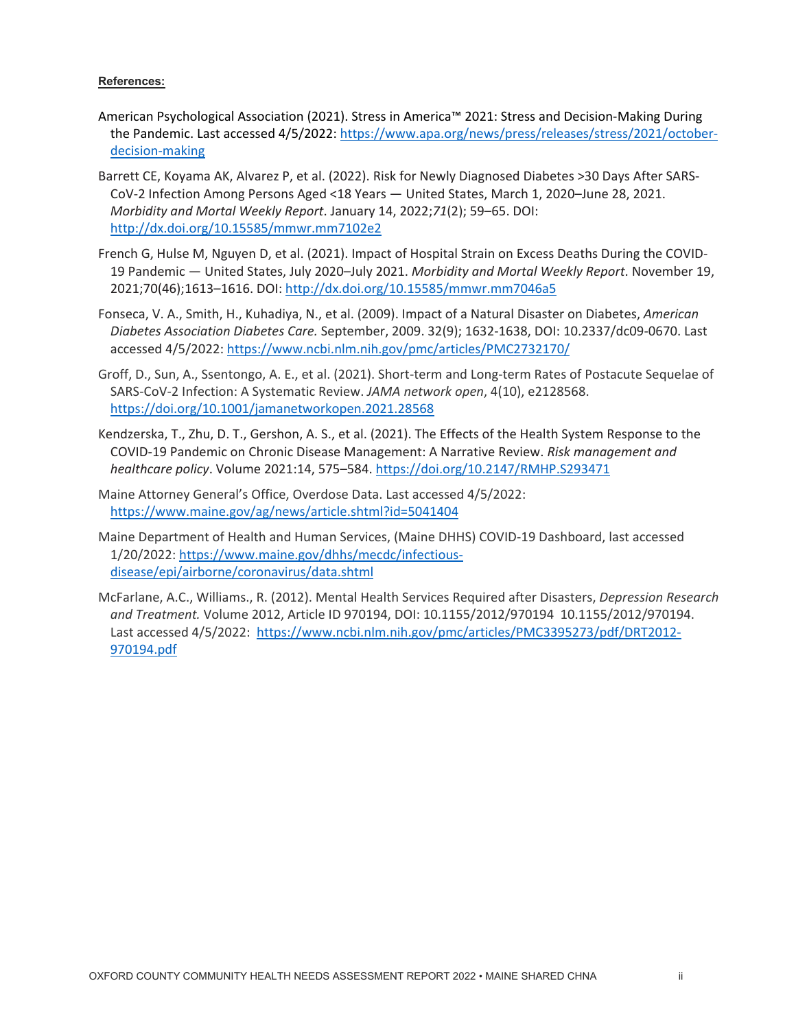**References:**

American Psychological Association (2021). Stress in America™ 2021: Stress and Decision-Making During the Pandemic. Last accessed 4/5/2022: https://www.apa.org/news/press/releases/stress/2021/october-decision-making

Barrett CE, Koyama AK, Alvarez P, et al. (2022). Risk for Newly Diagnosed Diabetes >30 Days After SARS-CoV-2 Infection Among Persons Aged <18 Years — United States, March 1, 2020–June 28, 2021. *Morbidity and Mortal Weekly Report*. January 14, 2022;*71*(2); 59–65. DOI: http://dx.doi.org/10.15585/mmwr.mm7102e2

French G, Hulse M, Nguyen D, et al. (2021). Impact of Hospital Strain on Excess Deaths During the COVID-19 Pandemic — United States, July 2020–July 2021. *Morbidity and Mortal Weekly Report*. November 19, 2021;70(46);1613–1616. DOI: http://dx.doi.org/10.15585/mmwr.mm7046a5

Fonseca, V. A., Smith, H., Kuhadiya, N., et al. (2009). Impact of a Natural Disaster on Diabetes, *American Diabetes Association Diabetes Care.* September, 2009. 32(9); 1632-1638, DOI: 10.2337/dc09-0670. Last accessed 4/5/2022: https://www.ncbi.nlm.nih.gov/pmc/articles/PMC2732170/

Groff, D., Sun, A., Ssentongo, A. E., et al. (2021). Short-term and Long-term Rates of Postacute Sequelae of SARS-CoV-2 Infection: A Systematic Review. *JAMA network open*, 4(10), e2128568. https://doi.org/10.1001/jamanetworkopen.2021.28568

Kendzerska, T., Zhu, D. T., Gershon, A. S., et al. (2021). The Effects of the Health System Response to the COVID-19 Pandemic on Chronic Disease Management: A Narrative Review. *Risk management and healthcare policy*. Volume 2021:14, 575–584. https://doi.org/10.2147/RMHP.S293471

Maine Attorney General's Office, Overdose Data. Last accessed 4/5/2022: https://www.maine.gov/ag/news/article.shtml?id=5041404

Maine Department of Health and Human Services, (Maine DHHS) COVID-19 Dashboard, last accessed 1/20/2022: https://www.maine.gov/dhhs/mecdc/infectious-disease/epi/airborne/coronavirus/data.shtml

McFarlane, A.C., Williams., R. (2012). Mental Health Services Required after Disasters, *Depression Research and Treatment.* Volume 2012, Article ID 970194, DOI: 10.1155/2012/970194 10.1155/2012/970194. Last accessed 4/5/2022: https://www.ncbi.nlm.nih.gov/pmc/articles/PMC3395273/pdf/DRT2012-970194.pdf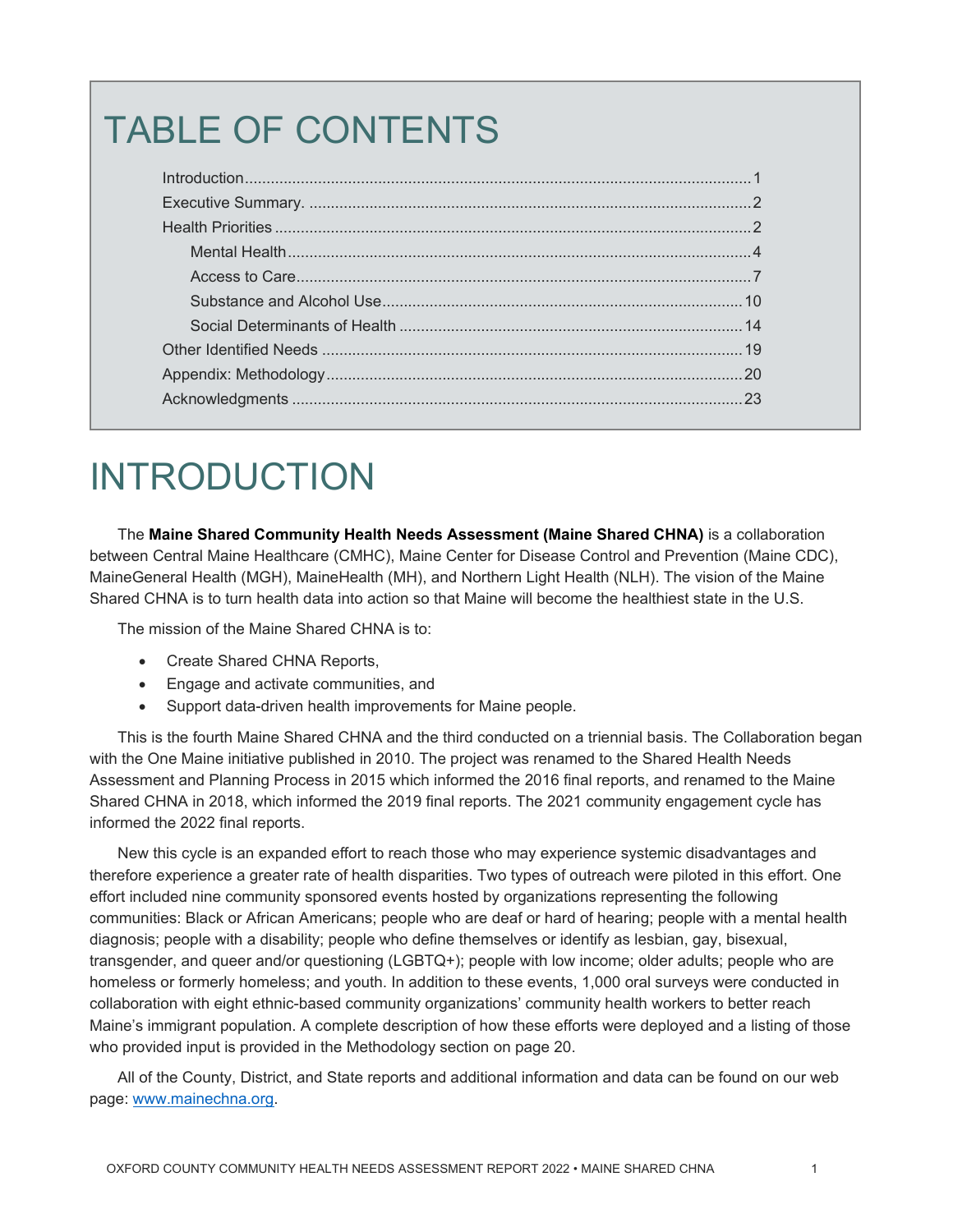# TABLE OF CONTENTS

- Introduction .... 1
- Executive Summary. .... 2
- Health Priorities .... 2
  - Mental Health .... 4
  - Access to Care .... 7
  - Substance and Alcohol Use .... 10
  - Social Determinants of Health .... 14
- Other Identified Needs .... 19
- Appendix: Methodology .... 20
- Acknowledgments .... 23

# INTRODUCTION

The **Maine Shared Community Health Needs Assessment (Maine Shared CHNA)** is a collaboration between Central Maine Healthcare (CMHC), Maine Center for Disease Control and Prevention (Maine CDC), MaineGeneral Health (MGH), MaineHealth (MH), and Northern Light Health (NLH). The vision of the Maine Shared CHNA is to turn health data into action so that Maine will become the healthiest state in the U.S.

The mission of the Maine Shared CHNA is to:

- Create Shared CHNA Reports,
- Engage and activate communities, and
- Support data-driven health improvements for Maine people.

This is the fourth Maine Shared CHNA and the third conducted on a triennial basis. The Collaboration began with the One Maine initiative published in 2010. The project was renamed to the Shared Health Needs Assessment and Planning Process in 2015 which informed the 2016 final reports, and renamed to the Maine Shared CHNA in 2018, which informed the 2019 final reports. The 2021 community engagement cycle has informed the 2022 final reports.

New this cycle is an expanded effort to reach those who may experience systemic disadvantages and therefore experience a greater rate of health disparities. Two types of outreach were piloted in this effort. One effort included nine community sponsored events hosted by organizations representing the following communities: Black or African Americans; people who are deaf or hard of hearing; people with a mental health diagnosis; people with a disability; people who define themselves or identify as lesbian, gay, bisexual, transgender, and queer and/or questioning (LGBTQ+); people with low income; older adults; people who are homeless or formerly homeless; and youth. In addition to these events, 1,000 oral surveys were conducted in collaboration with eight ethnic-based community organizations' community health workers to better reach Maine's immigrant population. A complete description of how these efforts were deployed and a listing of those who provided input is provided in the Methodology section on page 20.

All of the County, District, and State reports and additional information and data can be found on our web page: [www.mainechna.org](www.mainechna.org).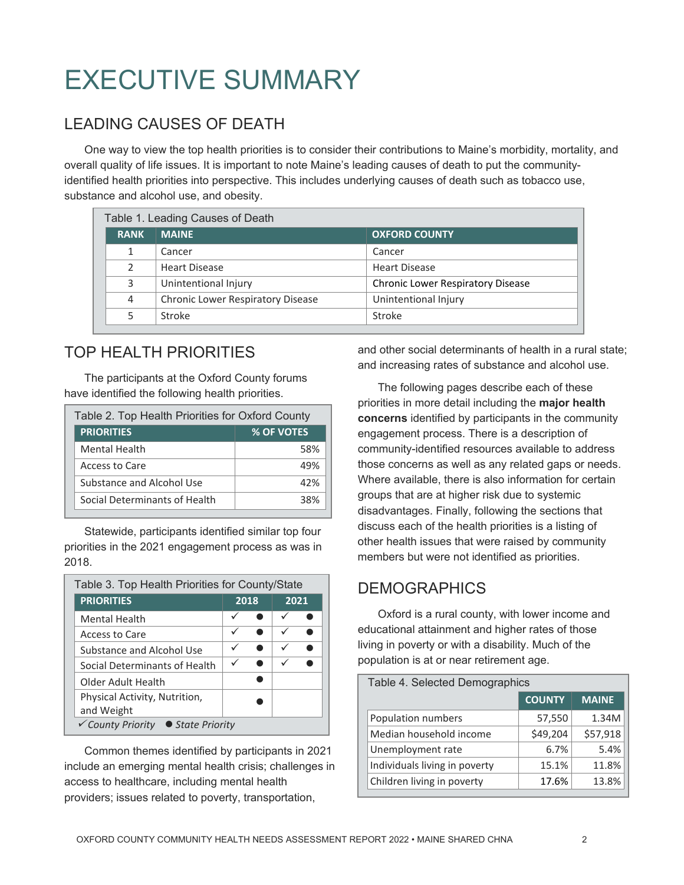# EXECUTIVE SUMMARY

## LEADING CAUSES OF DEATH

One way to view the top health priorities is to consider their contributions to Maine's morbidity, mortality, and overall quality of life issues. It is important to note Maine's leading causes of death to put the community-identified health priorities into perspective. This includes underlying causes of death such as tobacco use, substance and alcohol use, and obesity.

Table 1. Leading Causes of Death

| RANK | MAINE | OXFORD COUNTY |
|---|---|---|
| 1 | Cancer | Cancer |
| 2 | Heart Disease | Heart Disease |
| 3 | Unintentional Injury | Chronic Lower Respiratory Disease |
| 4 | Chronic Lower Respiratory Disease | Unintentional Injury |
| 5 | Stroke | Stroke |

## TOP HEALTH PRIORITIES

The participants at the Oxford County forums have identified the following health priorities.

Table 2. Top Health Priorities for Oxford County

| PRIORITIES | % OF VOTES |
|---|---|
| Mental Health | 58% |
| Access to Care | 49% |
| Substance and Alcohol Use | 42% |
| Social Determinants of Health | 38% |

Statewide, participants identified similar top four priorities in the 2021 engagement process as was in 2018.

Table 3. Top Health Priorities for County/State

| PRIORITIES | 2018 | | 2021 | |
|---|---|---|---|---|
| Mental Health | ✓ | ● | ✓ | ● |
| Access to Care | ✓ | ● | ✓ | ● |
| Substance and Alcohol Use | ✓ | ● | ✓ | ● |
| Social Determinants of Health | ✓ | ● | ✓ | ● |
| Older Adult Health | | ● | | |
| Physical Activity, Nutrition, and Weight | | ● | | |

*✓ County Priority ● State Priority*

Common themes identified by participants in 2021 include an emerging mental health crisis; challenges in access to healthcare, including mental health providers; issues related to poverty, transportation, and other social determinants of health in a rural state; and increasing rates of substance and alcohol use.

The following pages describe each of these priorities in more detail including the **major health concerns** identified by participants in the community engagement process. There is a description of community-identified resources available to address those concerns as well as any related gaps or needs. Where available, there is also information for certain groups that are at higher risk due to systemic disadvantages. Finally, following the sections that discuss each of the health priorities is a listing of other health issues that were raised by community members but were not identified as priorities.

## DEMOGRAPHICS

Oxford is a rural county, with lower income and educational attainment and higher rates of those living in poverty or with a disability. Much of the population is at or near retirement age.

Table 4. Selected Demographics

| | COUNTY | MAINE |
|---|---|---|
| Population numbers | 57,550 | 1.34M |
| Median household income | $49,204 | $57,918 |
| Unemployment rate | 6.7% | 5.4% |
| Individuals living in poverty | 15.1% | 11.8% |
| Children living in poverty | 17.6% | 13.8% |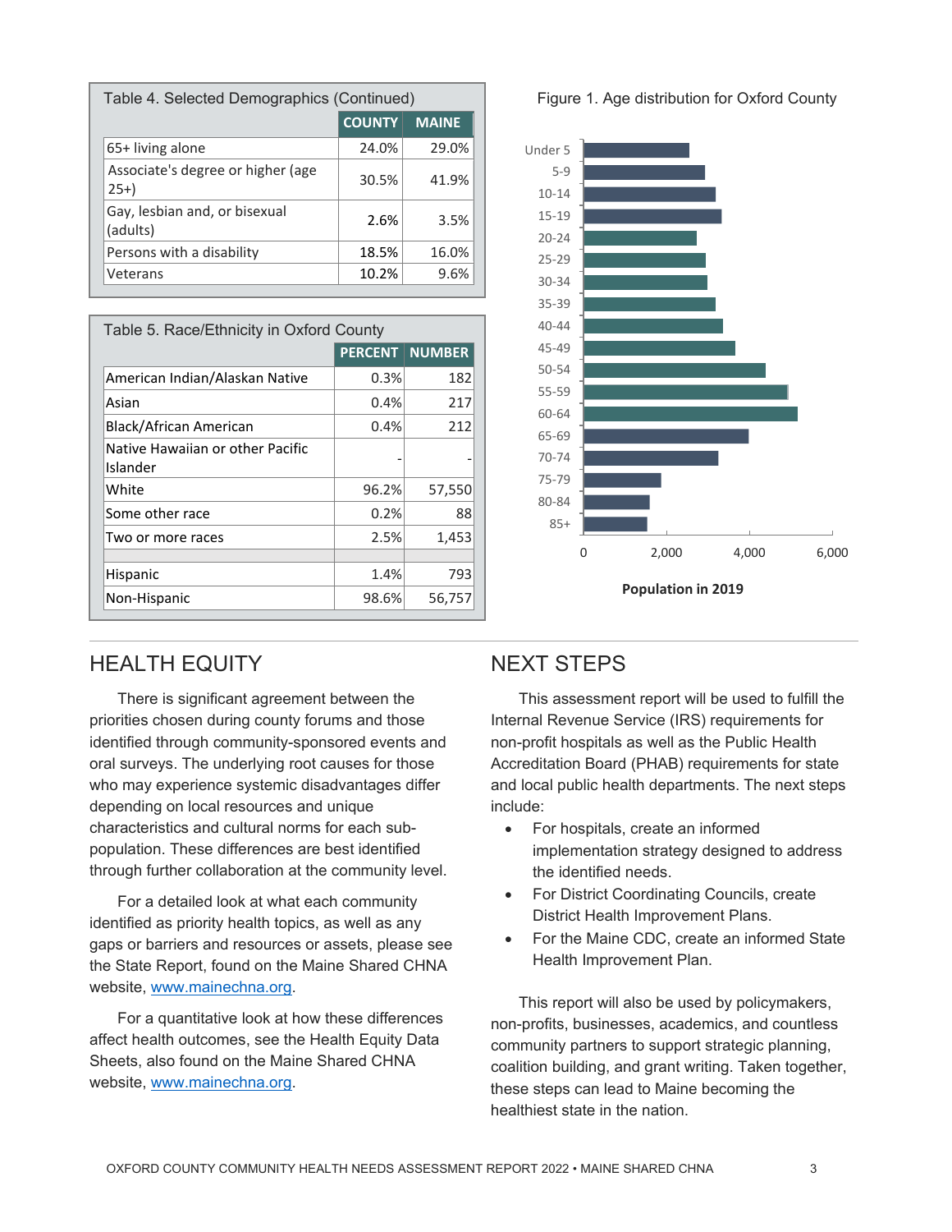**Table 4. Selected Demographics (Continued)**

| | COUNTY | MAINE |
|---|---|---|
| 65+ living alone | 24.0% | 29.0% |
| Associate's degree or higher (age 25+) | 30.5% | 41.9% |
| Gay, lesbian and, or bisexual (adults) | 2.6% | 3.5% |
| Persons with a disability | 18.5% | 16.0% |
| Veterans | 10.2% | 9.6% |

**Table 5. Race/Ethnicity in Oxford County**

| | PERCENT | NUMBER |
|---|---|---|
| American Indian/Alaskan Native | 0.3% | 182 |
| Asian | 0.4% | 217 |
| Black/African American | 0.4% | 212 |
| Native Hawaiian or other Pacific Islander | - | - |
| White | 96.2% | 57,550 |
| Some other race | 0.2% | 88 |
| Two or more races | 2.5% | 1,453 |
| | | |
| Hispanic | 1.4% | 793 |
| Non-Hispanic | 98.6% | 56,757 |

Figure 1. Age distribution for Oxford County

| Age group | Population in 2019 (approx.) |
|---|---|
| Under 5 | 2,550 |
| 5-9 | 2,900 |
| 10-14 | 3,150 |
| 15-19 | 3,300 |
| 20-24 | 2,700 |
| 25-29 | 2,900 |
| 30-34 | 2,950 |
| 35-39 | 3,150 |
| 40-44 | 3,350 |
| 45-49 | 3,650 |
| 50-54 | 4,350 |
| 55-59 | 4,900 |
| 60-64 | 5,150 |
| 65-69 | 3,950 |
| 70-74 | 3,200 |
| 75-79 | 1,850 |
| 80-84 | 1,600 |
| 85+ | 1,500 |

## HEALTH EQUITY

There is significant agreement between the priorities chosen during county forums and those identified through community-sponsored events and oral surveys. The underlying root causes for those who may experience systemic disadvantages differ depending on local resources and unique characteristics and cultural norms for each sub-population. These differences are best identified through further collaboration at the community level.

For a detailed look at what each community identified as priority health topics, as well as any gaps or barriers and resources or assets, please see the State Report, found on the Maine Shared CHNA website, www.mainechna.org.

For a quantitative look at how these differences affect health outcomes, see the Health Equity Data Sheets, also found on the Maine Shared CHNA website, www.mainechna.org.

## NEXT STEPS

This assessment report will be used to fulfill the Internal Revenue Service (IRS) requirements for non-profit hospitals as well as the Public Health Accreditation Board (PHAB) requirements for state and local public health departments. The next steps include:

- For hospitals, create an informed implementation strategy designed to address the identified needs.
- For District Coordinating Councils, create District Health Improvement Plans.
- For the Maine CDC, create an informed State Health Improvement Plan.

This report will also be used by policymakers, non-profits, businesses, academics, and countless community partners to support strategic planning, coalition building, and grant writing. Taken together, these steps can lead to Maine becoming the healthiest state in the nation.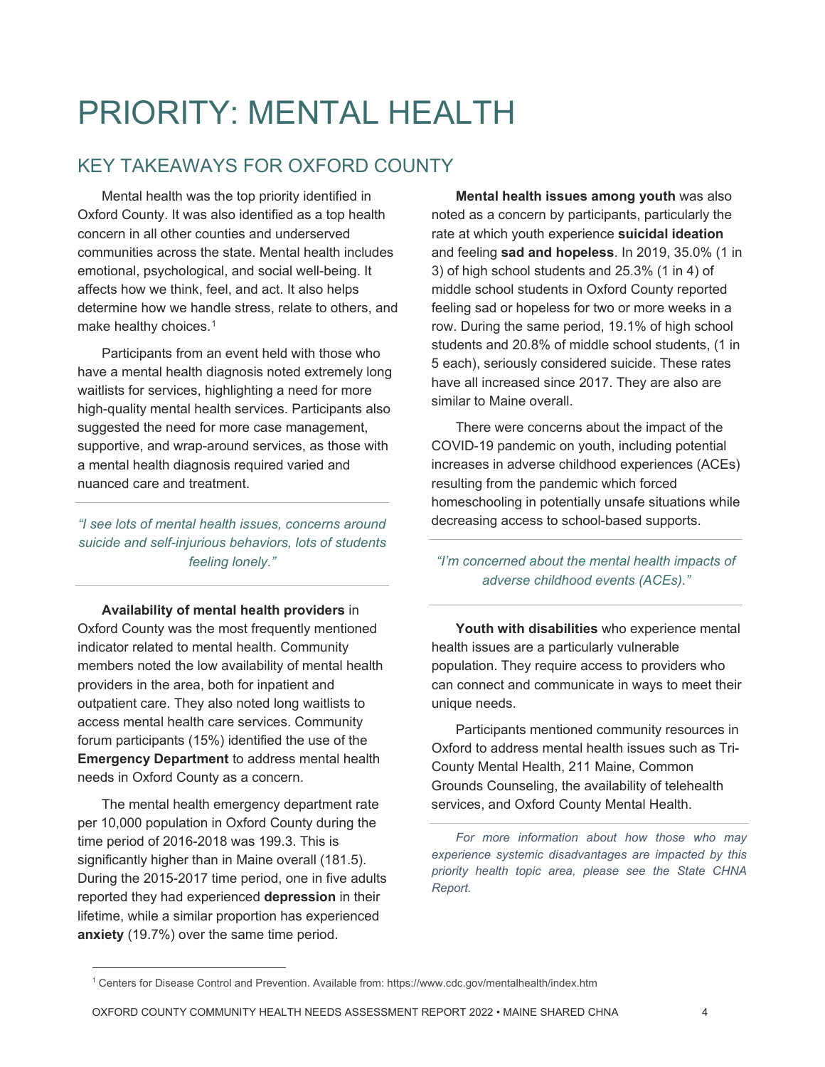# PRIORITY: MENTAL HEALTH

## KEY TAKEAWAYS FOR OXFORD COUNTY

Mental health was the top priority identified in Oxford County. It was also identified as a top health concern in all other counties and underserved communities across the state. Mental health includes emotional, psychological, and social well-being. It affects how we think, feel, and act. It also helps determine how we handle stress, relate to others, and make healthy choices.[1]

Participants from an event held with those who have a mental health diagnosis noted extremely long waitlists for services, highlighting a need for more high-quality mental health services. Participants also suggested the need for more case management, supportive, and wrap-around services, as those with a mental health diagnosis required varied and nuanced care and treatment.

*"I see lots of mental health issues, concerns around suicide and self-injurious behaviors, lots of students feeling lonely."*

**Availability of mental health providers** in Oxford County was the most frequently mentioned indicator related to mental health. Community members noted the low availability of mental health providers in the area, both for inpatient and outpatient care. They also noted long waitlists to access mental health care services. Community forum participants (15%) identified the use of the **Emergency Department** to address mental health needs in Oxford County as a concern.

The mental health emergency department rate per 10,000 population in Oxford County during the time period of 2016-2018 was 199.3. This is significantly higher than in Maine overall (181.5). During the 2015-2017 time period, one in five adults reported they had experienced **depression** in their lifetime, while a similar proportion has experienced **anxiety** (19.7%) over the same time period.

**Mental health issues among youth** was also noted as a concern by participants, particularly the rate at which youth experience **suicidal ideation** and feeling **sad and hopeless**. In 2019, 35.0% (1 in 3) of high school students and 25.3% (1 in 4) of middle school students in Oxford County reported feeling sad or hopeless for two or more weeks in a row. During the same period, 19.1% of high school students and 20.8% of middle school students, (1 in 5 each), seriously considered suicide. These rates have all increased since 2017. They are also are similar to Maine overall.

There were concerns about the impact of the COVID-19 pandemic on youth, including potential increases in adverse childhood experiences (ACEs) resulting from the pandemic which forced homeschooling in potentially unsafe situations while decreasing access to school-based supports.

*"I'm concerned about the mental health impacts of adverse childhood events (ACEs)."*

**Youth with disabilities** who experience mental health issues are a particularly vulnerable population. They require access to providers who can connect and communicate in ways to meet their unique needs.

Participants mentioned community resources in Oxford to address mental health issues such as Tri-County Mental Health, 211 Maine, Common Grounds Counseling, the availability of telehealth services, and Oxford County Mental Health.

*For more information about how those who may experience systemic disadvantages are impacted by this priority health topic area, please see the State CHNA Report.*

---

[1] Centers for Disease Control and Prevention. Available from: https://www.cdc.gov/mentalhealth/index.htm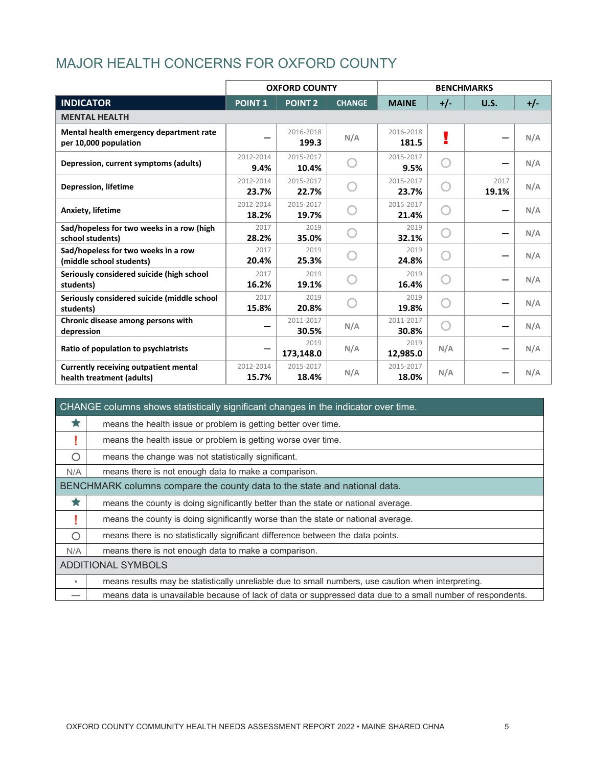## MAJOR HEALTH CONCERNS FOR OXFORD COUNTY

| | OXFORD COUNTY | | | BENCHMARKS | | | |
|---|---|---|---|---|---|---|---|
| **INDICATOR** | **POINT 1** | **POINT 2** | **CHANGE** | **MAINE** | **+/-** | **U.S.** | **+/-** |
| **MENTAL HEALTH** | | | | | | | |
| Mental health emergency department rate per 10,000 population | — | 2016-2018 **199.3** | N/A | 2016-2018 **181.5** | ! | — | N/A |
| Depression, current symptoms (adults) | 2012-2014 **9.4%** | 2015-2017 **10.4%** | ○ | 2015-2017 **9.5%** | ○ | — | N/A |
| Depression, lifetime | 2012-2014 **23.7%** | 2015-2017 **22.7%** | ○ | 2015-2017 **23.7%** | ○ | 2017 **19.1%** | N/A |
| Anxiety, lifetime | 2012-2014 **18.2%** | 2015-2017 **19.7%** | ○ | 2015-2017 **21.4%** | ○ | — | N/A |
| Sad/hopeless for two weeks in a row (high school students) | 2017 **28.2%** | 2019 **35.0%** | ○ | 2019 **32.1%** | ○ | — | N/A |
| Sad/hopeless for two weeks in a row (middle school students) | 2017 **20.4%** | 2019 **25.3%** | ○ | 2019 **24.8%** | ○ | — | N/A |
| Seriously considered suicide (high school students) | 2017 **16.2%** | 2019 **19.1%** | ○ | 2019 **16.4%** | ○ | — | N/A |
| Seriously considered suicide (middle school students) | 2017 **15.8%** | 2019 **20.8%** | ○ | 2019 **19.8%** | ○ | — | N/A |
| Chronic disease among persons with depression | — | 2011-2017 **30.5%** | N/A | 2011-2017 **30.8%** | ○ | — | N/A |
| Ratio of population to psychiatrists | — | 2019 **173,148.0** | N/A | 2019 **12,985.0** | N/A | — | N/A |
| Currently receiving outpatient mental health treatment (adults) | 2012-2014 **15.7%** | 2015-2017 **18.4%** | N/A | 2015-2017 **18.0%** | N/A | — | N/A |

| | |
|---|---|
| **CHANGE columns shows statistically significant changes in the indicator over time.** | |
| ★ | means the health issue or problem is getting better over time. |
| ! | means the health issue or problem is getting worse over time. |
| ○ | means the change was not statistically significant. |
| N/A | means there is not enough data to make a comparison. |
| **BENCHMARK columns compare the county data to the state and national data.** | |
| ★ | means the county is doing significantly better than the state or national average. |
| ! | means the county is doing significantly worse than the state or national average. |
| ○ | means there is no statistically significant difference between the data points. |
| N/A | means there is not enough data to make a comparison. |
| **ADDITIONAL SYMBOLS** | |
| * | means results may be statistically unreliable due to small numbers, use caution when interpreting. |
| — | means data is unavailable because of lack of data or suppressed data due to a small number of respondents. |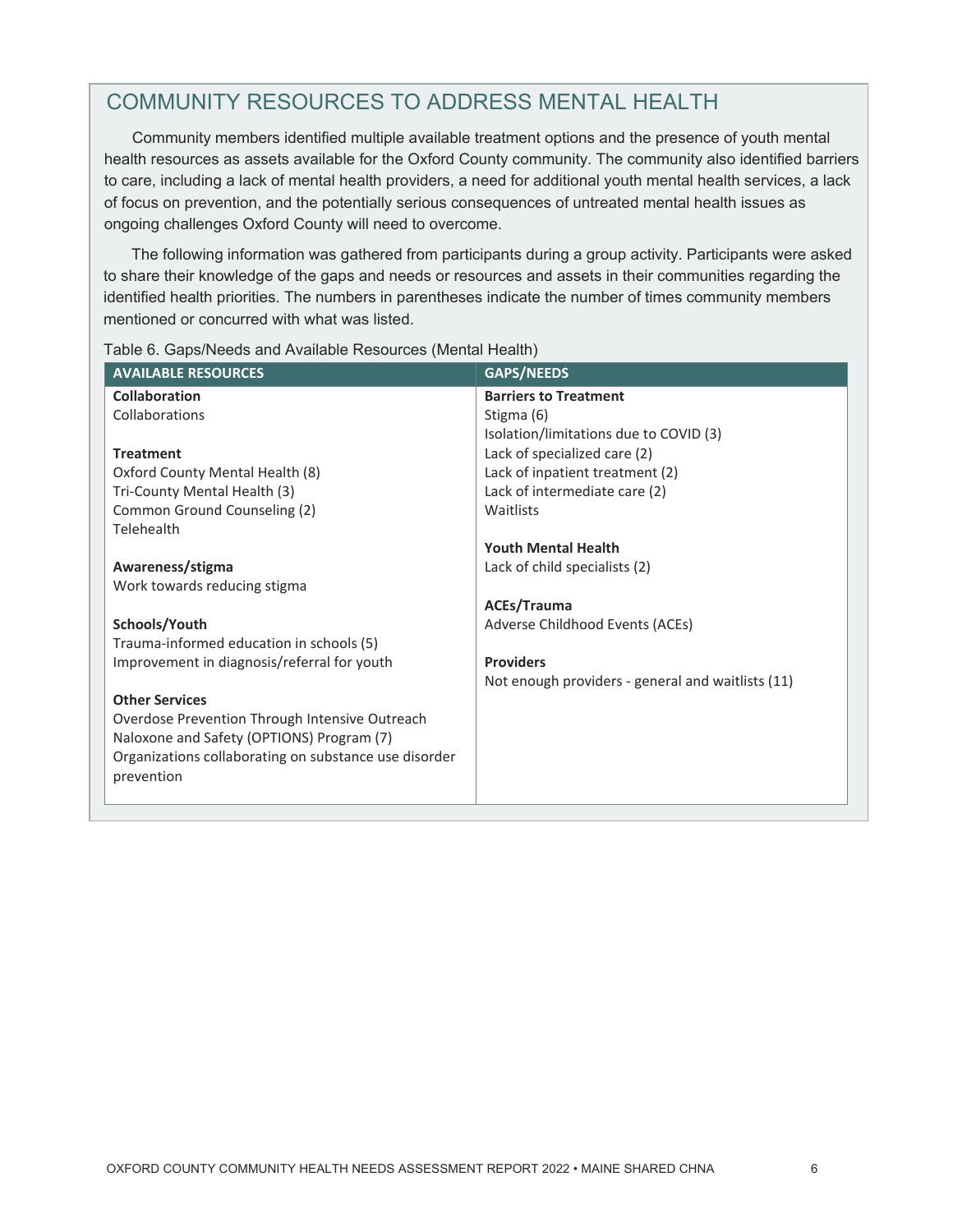## COMMUNITY RESOURCES TO ADDRESS MENTAL HEALTH

Community members identified multiple available treatment options and the presence of youth mental health resources as assets available for the Oxford County community. The community also identified barriers to care, including a lack of mental health providers, a need for additional youth mental health services, a lack of focus on prevention, and the potentially serious consequences of untreated mental health issues as ongoing challenges Oxford County will need to overcome.

The following information was gathered from participants during a group activity. Participants were asked to share their knowledge of the gaps and needs or resources and assets in their communities regarding the identified health priorities. The numbers in parentheses indicate the number of times community members mentioned or concurred with what was listed.

Table 6. Gaps/Needs and Available Resources (Mental Health)

| AVAILABLE RESOURCES | GAPS/NEEDS |
| --- | --- |
| **Collaboration**<br>Collaborations<br><br>**Treatment**<br>Oxford County Mental Health (8)<br>Tri-County Mental Health (3)<br>Common Ground Counseling (2)<br>Telehealth<br><br>**Awareness/stigma**<br>Work towards reducing stigma<br><br>**Schools/Youth**<br>Trauma-informed education in schools (5)<br>Improvement in diagnosis/referral for youth<br><br>**Other Services**<br>Overdose Prevention Through Intensive Outreach Naloxone and Safety (OPTIONS) Program (7)<br>Organizations collaborating on substance use disorder prevention | **Barriers to Treatment**<br>Stigma (6)<br>Isolation/limitations due to COVID (3)<br>Lack of specialized care (2)<br>Lack of inpatient treatment (2)<br>Lack of intermediate care (2)<br>Waitlists<br><br>**Youth Mental Health**<br>Lack of child specialists (2)<br><br>**ACEs/Trauma**<br>Adverse Childhood Events (ACEs)<br><br>**Providers**<br>Not enough providers - general and waitlists (11) |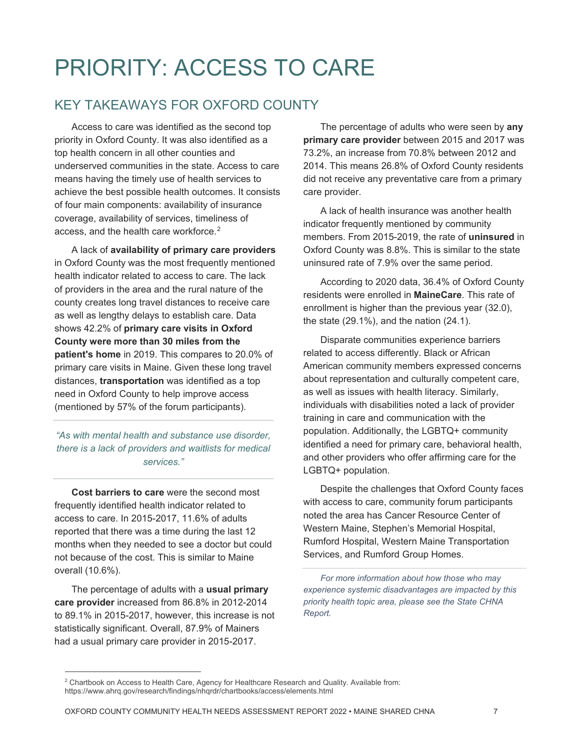# PRIORITY: ACCESS TO CARE

## KEY TAKEAWAYS FOR OXFORD COUNTY

Access to care was identified as the second top priority in Oxford County. It was also identified as a top health concern in all other counties and underserved communities in the state. Access to care means having the timely use of health services to achieve the best possible health outcomes. It consists of four main components: availability of insurance coverage, availability of services, timeliness of access, and the health care workforce.[2]

A lack of **availability of primary care providers** in Oxford County was the most frequently mentioned health indicator related to access to care. The lack of providers in the area and the rural nature of the county creates long travel distances to receive care as well as lengthy delays to establish care. Data shows 42.2% of **primary care visits in Oxford County were more than 30 miles from the patient's home** in 2019. This compares to 20.0% of primary care visits in Maine. Given these long travel distances, **transportation** was identified as a top need in Oxford County to help improve access (mentioned by 57% of the forum participants).

*"As with mental health and substance use disorder, there is a lack of providers and waitlists for medical services."*

**Cost barriers to care** were the second most frequently identified health indicator related to access to care. In 2015-2017, 11.6% of adults reported that there was a time during the last 12 months when they needed to see a doctor but could not because of the cost. This is similar to Maine overall (10.6%).

The percentage of adults with a **usual primary care provider** increased from 86.8% in 2012-2014 to 89.1% in 2015-2017, however, this increase is not statistically significant. Overall, 87.9% of Mainers had a usual primary care provider in 2015-2017.

The percentage of adults who were seen by **any primary care provider** between 2015 and 2017 was 73.2%, an increase from 70.8% between 2012 and 2014. This means 26.8% of Oxford County residents did not receive any preventative care from a primary care provider.

A lack of health insurance was another health indicator frequently mentioned by community members. From 2015-2019, the rate of **uninsured** in Oxford County was 8.8%. This is similar to the state uninsured rate of 7.9% over the same period.

According to 2020 data, 36.4% of Oxford County residents were enrolled in **MaineCare**. This rate of enrollment is higher than the previous year (32.0), the state (29.1%), and the nation (24.1).

Disparate communities experience barriers related to access differently. Black or African American community members expressed concerns about representation and culturally competent care, as well as issues with health literacy. Similarly, individuals with disabilities noted a lack of provider training in care and communication with the population. Additionally, the LGBTQ+ community identified a need for primary care, behavioral health, and other providers who offer affirming care for the LGBTQ+ population.

Despite the challenges that Oxford County faces with access to care, community forum participants noted the area has Cancer Resource Center of Western Maine, Stephen's Memorial Hospital, Rumford Hospital, Western Maine Transportation Services, and Rumford Group Homes.

*For more information about how those who may experience systemic disadvantages are impacted by this priority health topic area, please see the State CHNA Report.*

---

[2] Chartbook on Access to Health Care, Agency for Healthcare Research and Quality. Available from: https://www.ahrq.gov/research/findings/nhqrdr/chartbooks/access/elements.html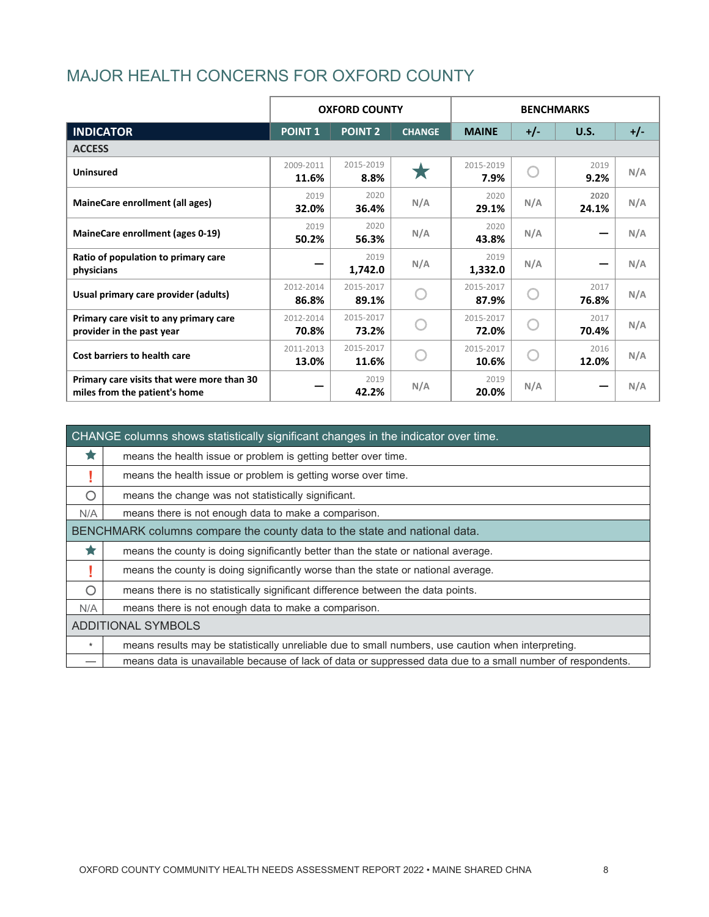# MAJOR HEALTH CONCERNS FOR OXFORD COUNTY

| | OXFORD COUNTY | | | BENCHMARKS | | | |
|---|---|---|---|---|---|---|---|
| **INDICATOR** | **POINT 1** | **POINT 2** | **CHANGE** | **MAINE** | **+/-** | **U.S.** | **+/-** |
| **ACCESS** | | | | | | | |
| Uninsured | 2009-2011 **11.6%** | 2015-2019 **8.8%** | ★ | 2015-2019 **7.9%** | ○ | 2019 **9.2%** | N/A |
| MaineCare enrollment (all ages) | 2019 **32.0%** | 2020 **36.4%** | N/A | 2020 **29.1%** | N/A | 2020 **24.1%** | N/A |
| MaineCare enrollment (ages 0-19) | 2019 **50.2%** | 2020 **56.3%** | N/A | 2020 **43.8%** | N/A | — | N/A |
| Ratio of population to primary care physicians | — | 2019 **1,742.0** | N/A | 2019 **1,332.0** | N/A | — | N/A |
| Usual primary care provider (adults) | 2012-2014 **86.8%** | 2015-2017 **89.1%** | ○ | 2015-2017 **87.9%** | ○ | 2017 **76.8%** | N/A |
| Primary care visit to any primary care provider in the past year | 2012-2014 **70.8%** | 2015-2017 **73.2%** | ○ | 2015-2017 **72.0%** | ○ | 2017 **70.4%** | N/A |
| Cost barriers to health care | 2011-2013 **13.0%** | 2015-2017 **11.6%** | ○ | 2015-2017 **10.6%** | ○ | 2016 **12.0%** | N/A |
| Primary care visits that were more than 30 miles from the patient's home | — | 2019 **42.2%** | N/A | 2019 **20.0%** | N/A | — | N/A |

| CHANGE columns shows statistically significant changes in the indicator over time. | |
|---|---|
| ★ | means the health issue or problem is getting better over time. |
| ! | means the health issue or problem is getting worse over time. |
| ○ | means the change was not statistically significant. |
| N/A | means there is not enough data to make a comparison. |
| **BENCHMARK columns compare the county data to the state and national data.** | |
| ★ | means the county is doing significantly better than the state or national average. |
| ! | means the county is doing significantly worse than the state or national average. |
| ○ | means there is no statistically significant difference between the data points. |
| N/A | means there is not enough data to make a comparison. |
| **ADDITIONAL SYMBOLS** | |
| * | means results may be statistically unreliable due to small numbers, use caution when interpreting. |
| — | means data is unavailable because of lack of data or suppressed data due to a small number of respondents. |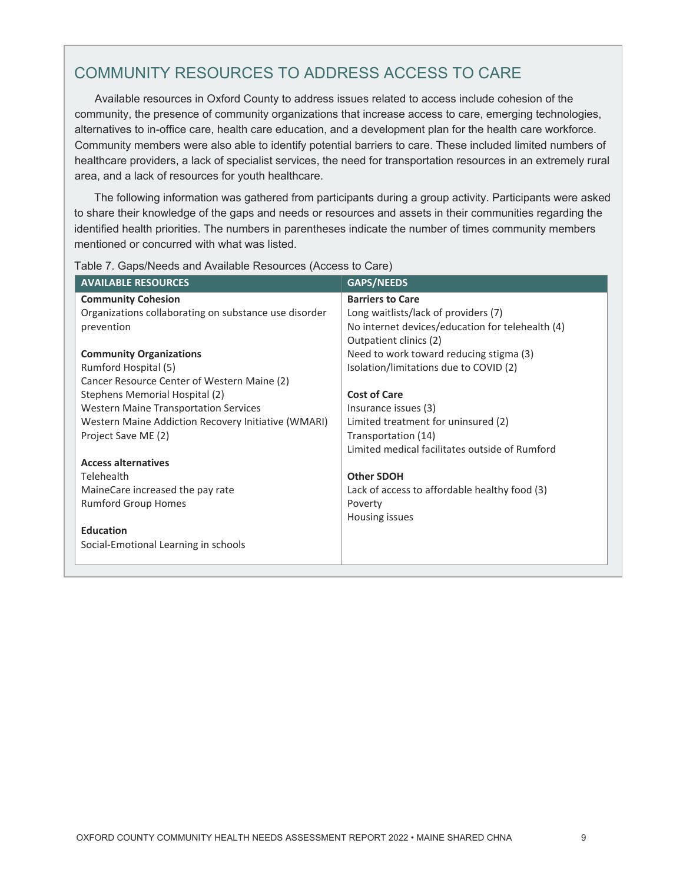## COMMUNITY RESOURCES TO ADDRESS ACCESS TO CARE

Available resources in Oxford County to address issues related to access include cohesion of the community, the presence of community organizations that increase access to care, emerging technologies, alternatives to in-office care, health care education, and a development plan for the health care workforce. Community members were also able to identify potential barriers to care. These included limited numbers of healthcare providers, a lack of specialist services, the need for transportation resources in an extremely rural area, and a lack of resources for youth healthcare.

The following information was gathered from participants during a group activity. Participants were asked to share their knowledge of the gaps and needs or resources and assets in their communities regarding the identified health priorities. The numbers in parentheses indicate the number of times community members mentioned or concurred with what was listed.

Table 7. Gaps/Needs and Available Resources (Access to Care)

| AVAILABLE RESOURCES | GAPS/NEEDS |
|---|---|
| **Community Cohesion** | **Barriers to Care** |
| Organizations collaborating on substance use disorder prevention | Long waitlists/lack of providers (7) |
| | No internet devices/education for telehealth (4) |
| | Outpatient clinics (2) |
| **Community Organizations** | Need to work toward reducing stigma (3) |
| Rumford Hospital (5) | Isolation/limitations due to COVID (2) |
| Cancer Resource Center of Western Maine (2) | |
| Stephens Memorial Hospital (2) | **Cost of Care** |
| Western Maine Transportation Services | Insurance issues (3) |
| Western Maine Addiction Recovery Initiative (WMARI) | Limited treatment for uninsured (2) |
| Project Save ME (2) | Transportation (14) |
| | Limited medical facilitates outside of Rumford |
| **Access alternatives** | |
| Telehealth | **Other SDOH** |
| MaineCare increased the pay rate | Lack of access to affordable healthy food (3) |
| Rumford Group Homes | Poverty |
| | Housing issues |
| **Education** | |
| Social-Emotional Learning in schools | |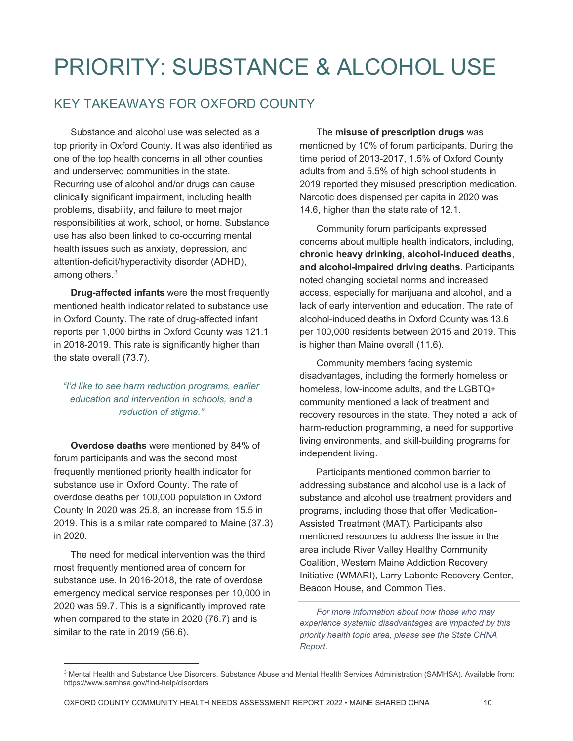# PRIORITY: SUBSTANCE & ALCOHOL USE

## KEY TAKEAWAYS FOR OXFORD COUNTY

Substance and alcohol use was selected as a top priority in Oxford County. It was also identified as one of the top health concerns in all other counties and underserved communities in the state. Recurring use of alcohol and/or drugs can cause clinically significant impairment, including health problems, disability, and failure to meet major responsibilities at work, school, or home. Substance use has also been linked to co-occurring mental health issues such as anxiety, depression, and attention-deficit/hyperactivity disorder (ADHD), among others.[3]

**Drug-affected infants** were the most frequently mentioned health indicator related to substance use in Oxford County. The rate of drug-affected infant reports per 1,000 births in Oxford County was 121.1 in 2018-2019. This rate is significantly higher than the state overall (73.7).

> *"I'd like to see harm reduction programs, earlier education and intervention in schools, and a reduction of stigma."*

**Overdose deaths** were mentioned by 84% of forum participants and was the second most frequently mentioned priority health indicator for substance use in Oxford County. The rate of overdose deaths per 100,000 population in Oxford County In 2020 was 25.8, an increase from 15.5 in 2019. This is a similar rate compared to Maine (37.3) in 2020.

The need for medical intervention was the third most frequently mentioned area of concern for substance use. In 2016-2018, the rate of overdose emergency medical service responses per 10,000 in 2020 was 59.7. This is a significantly improved rate when compared to the state in 2020 (76.7) and is similar to the rate in 2019 (56.6).

The **misuse of prescription drugs** was mentioned by 10% of forum participants. During the time period of 2013-2017, 1.5% of Oxford County adults from and 5.5% of high school students in 2019 reported they misused prescription medication. Narcotic does dispensed per capita in 2020 was 14.6, higher than the state rate of 12.1.

Community forum participants expressed concerns about multiple health indicators, including, **chronic heavy drinking, alcohol-induced deaths**, **and alcohol-impaired driving deaths.** Participants noted changing societal norms and increased access, especially for marijuana and alcohol, and a lack of early intervention and education. The rate of alcohol-induced deaths in Oxford County was 13.6 per 100,000 residents between 2015 and 2019. This is higher than Maine overall (11.6).

Community members facing systemic disadvantages, including the formerly homeless or homeless, low-income adults, and the LGBTQ+ community mentioned a lack of treatment and recovery resources in the state. They noted a lack of harm-reduction programming, a need for supportive living environments, and skill-building programs for independent living.

Participants mentioned common barrier to addressing substance and alcohol use is a lack of substance and alcohol use treatment providers and programs, including those that offer Medication-Assisted Treatment (MAT). Participants also mentioned resources to address the issue in the area include River Valley Healthy Community Coalition, Western Maine Addiction Recovery Initiative (WMARI), Larry Labonte Recovery Center, Beacon House, and Common Ties.

*For more information about how those who may experience systemic disadvantages are impacted by this priority health topic area, please see the State CHNA Report.*

[3] Mental Health and Substance Use Disorders. Substance Abuse and Mental Health Services Administration (SAMHSA). Available from: https://www.samhsa.gov/find-help/disorders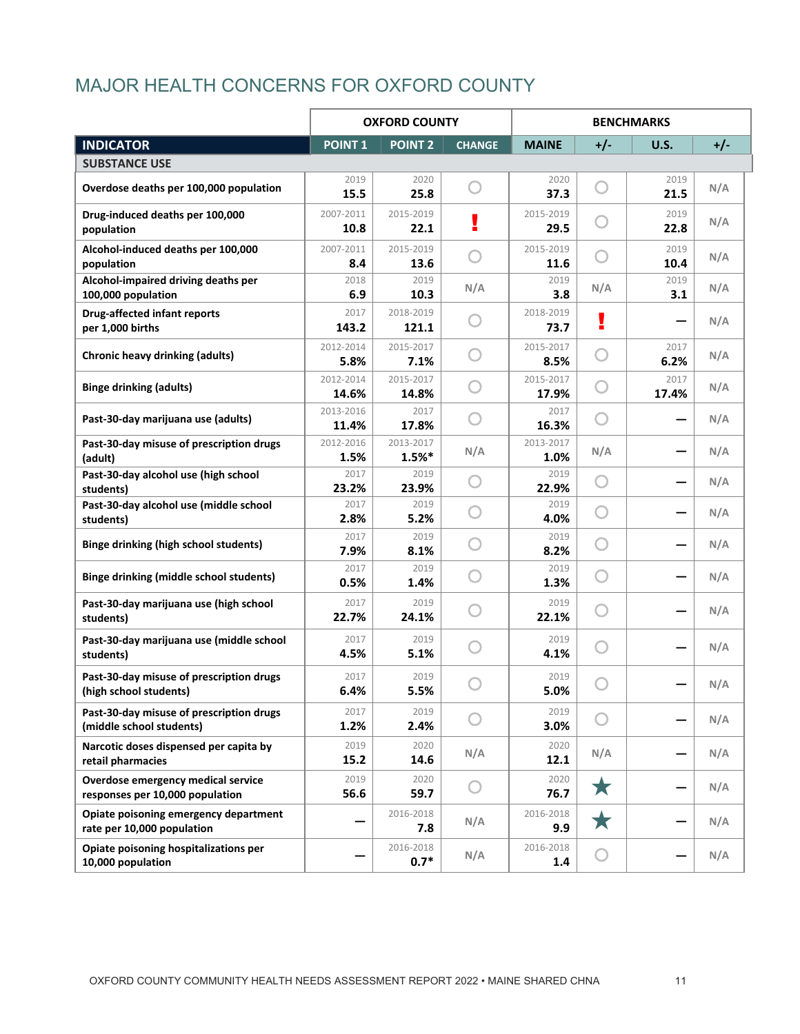# MAJOR HEALTH CONCERNS FOR OXFORD COUNTY

| | OXFORD COUNTY | | | BENCHMARKS | | | |
|---|---|---|---|---|---|---|---|
| **INDICATOR** | **POINT 1** | **POINT 2** | **CHANGE** | **MAINE** | **+/-** | **U.S.** | **+/-** |
| **SUBSTANCE USE** | | | | | | | |
| Overdose deaths per 100,000 population | 2019 15.5 | 2020 25.8 | ○ | 2020 37.3 | ○ | 2019 21.5 | N/A |
| Drug-induced deaths per 100,000 population | 2007-2011 10.8 | 2015-2019 22.1 | ! | 2015-2019 29.5 | ○ | 2019 22.8 | N/A |
| Alcohol-induced deaths per 100,000 population | 2007-2011 8.4 | 2015-2019 13.6 | ○ | 2015-2019 11.6 | ○ | 2019 10.4 | N/A |
| Alcohol-impaired driving deaths per 100,000 population | 2018 6.9 | 2019 10.3 | N/A | 2019 3.8 | N/A | 2019 3.1 | N/A |
| Drug-affected infant reports per 1,000 births | 2017 143.2 | 2018-2019 121.1 | ○ | 2018-2019 73.7 | ! | — | N/A |
| Chronic heavy drinking (adults) | 2012-2014 5.8% | 2015-2017 7.1% | ○ | 2015-2017 8.5% | ○ | 2017 6.2% | N/A |
| Binge drinking (adults) | 2012-2014 14.6% | 2015-2017 14.8% | ○ | 2015-2017 17.9% | ○ | 2017 17.4% | N/A |
| Past-30-day marijuana use (adults) | 2013-2016 11.4% | 2017 17.8% | ○ | 2017 16.3% | ○ | — | N/A |
| Past-30-day misuse of prescription drugs (adult) | 2012-2016 1.5% | 2013-2017 1.5%* | N/A | 2013-2017 1.0% | N/A | — | N/A |
| Past-30-day alcohol use (high school students) | 2017 23.2% | 2019 23.9% | ○ | 2019 22.9% | ○ | — | N/A |
| Past-30-day alcohol use (middle school students) | 2017 2.8% | 2019 5.2% | ○ | 2019 4.0% | ○ | — | N/A |
| Binge drinking (high school students) | 2017 7.9% | 2019 8.1% | ○ | 2019 8.2% | ○ | — | N/A |
| Binge drinking (middle school students) | 2017 0.5% | 2019 1.4% | ○ | 2019 1.3% | ○ | — | N/A |
| Past-30-day marijuana use (high school students) | 2017 22.7% | 2019 24.1% | ○ | 2019 22.1% | ○ | — | N/A |
| Past-30-day marijuana use (middle school students) | 2017 4.5% | 2019 5.1% | ○ | 2019 4.1% | ○ | — | N/A |
| Past-30-day misuse of prescription drugs (high school students) | 2017 6.4% | 2019 5.5% | ○ | 2019 5.0% | ○ | — | N/A |
| Past-30-day misuse of prescription drugs (middle school students) | 2017 1.2% | 2019 2.4% | ○ | 2019 3.0% | ○ | — | N/A |
| Narcotic doses dispensed per capita by retail pharmacies | 2019 15.2 | 2020 14.6 | N/A | 2020 12.1 | N/A | — | N/A |
| Overdose emergency medical service responses per 10,000 population | 2019 56.6 | 2020 59.7 | ○ | 2020 76.7 | ★ | — | N/A |
| Opiate poisoning emergency department rate per 10,000 population | — | 2016-2018 7.8 | N/A | 2016-2018 9.9 | ★ | — | N/A |
| Opiate poisoning hospitalizations per 10,000 population | — | 2016-2018 0.7* | N/A | 2016-2018 1.4 | ○ | — | N/A |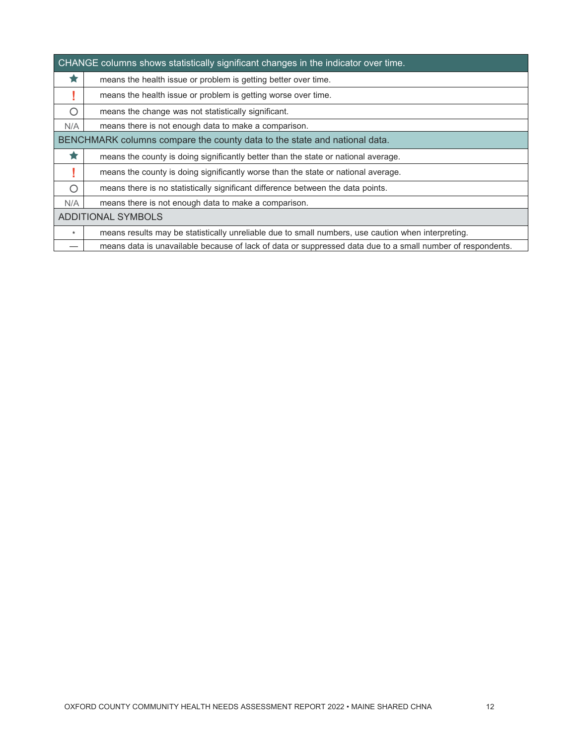| CHANGE columns shows statistically significant changes in the indicator over time. | |
|---|---|
| ★ | means the health issue or problem is getting better over time. |
| ! | means the health issue or problem is getting worse over time. |
| ○ | means the change was not statistically significant. |
| N/A | means there is not enough data to make a comparison. |
| **BENCHMARK columns compare the county data to the state and national data.** | |
| ★ | means the county is doing significantly better than the state or national average. |
| ! | means the county is doing significantly worse than the state or national average. |
| ○ | means there is no statistically significant difference between the data points. |
| N/A | means there is not enough data to make a comparison. |
| **ADDITIONAL SYMBOLS** | |
| * | means results may be statistically unreliable due to small numbers, use caution when interpreting. |
| — | means data is unavailable because of lack of data or suppressed data due to a small number of respondents. |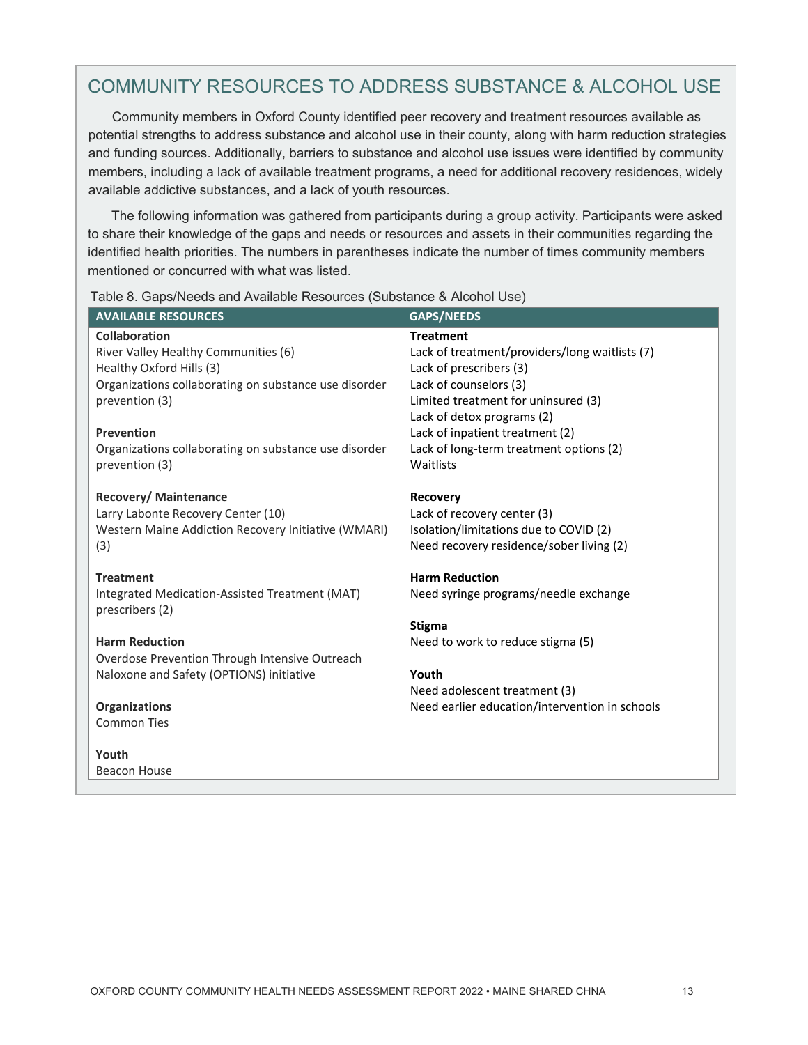## COMMUNITY RESOURCES TO ADDRESS SUBSTANCE & ALCOHOL USE

Community members in Oxford County identified peer recovery and treatment resources available as potential strengths to address substance and alcohol use in their county, along with harm reduction strategies and funding sources. Additionally, barriers to substance and alcohol use issues were identified by community members, including a lack of available treatment programs, a need for additional recovery residences, widely available addictive substances, and a lack of youth resources.

The following information was gathered from participants during a group activity. Participants were asked to share their knowledge of the gaps and needs or resources and assets in their communities regarding the identified health priorities. The numbers in parentheses indicate the number of times community members mentioned or concurred with what was listed.

Table 8. Gaps/Needs and Available Resources (Substance & Alcohol Use)

| AVAILABLE RESOURCES | GAPS/NEEDS |
|---|---|
| **Collaboration**<br>River Valley Healthy Communities (6)<br>Healthy Oxford Hills (3)<br>Organizations collaborating on substance use disorder prevention (3)<br><br>**Prevention**<br>Organizations collaborating on substance use disorder prevention (3) | **Treatment**<br>Lack of treatment/providers/long waitlists (7)<br>Lack of prescribers (3)<br>Lack of counselors (3)<br>Limited treatment for uninsured (3)<br>Lack of detox programs (2)<br>Lack of inpatient treatment (2)<br>Lack of long-term treatment options (2)<br>Waitlists |
| **Recovery/ Maintenance**<br>Larry Labonte Recovery Center (10)<br>Western Maine Addiction Recovery Initiative (WMARI) (3) | **Recovery**<br>Lack of recovery center (3)<br>Isolation/limitations due to COVID (2)<br>Need recovery residence/sober living (2) |
| **Treatment**<br>Integrated Medication-Assisted Treatment (MAT) prescribers (2)<br><br>**Harm Reduction**<br>Overdose Prevention Through Intensive Outreach Naloxone and Safety (OPTIONS) initiative<br><br>**Organizations**<br>Common Ties<br><br>**Youth**<br>Beacon House | **Harm Reduction**<br>Need syringe programs/needle exchange<br><br>**Stigma**<br>Need to work to reduce stigma (5)<br><br>**Youth**<br>Need adolescent treatment (3)<br>Need earlier education/intervention in schools |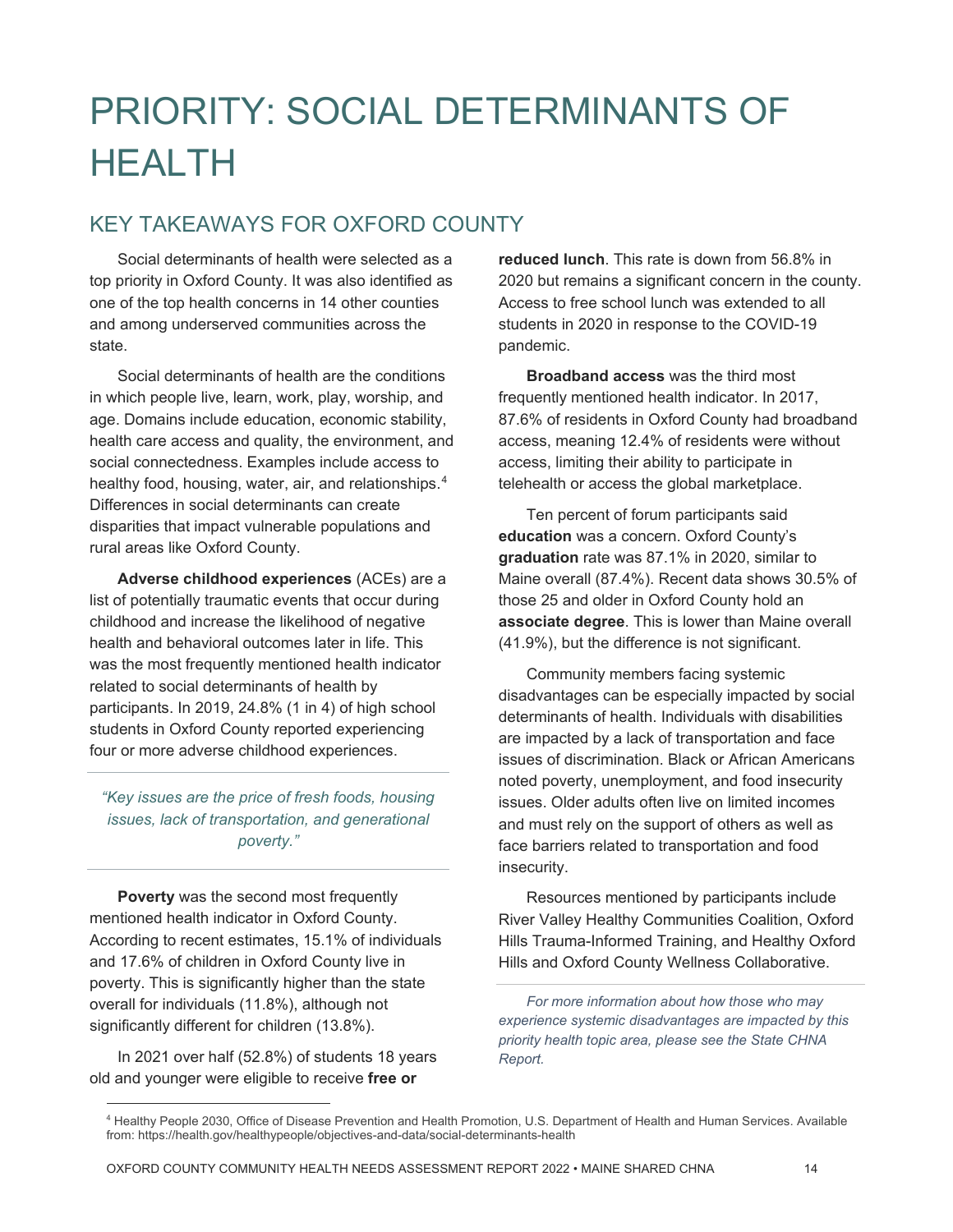# PRIORITY: SOCIAL DETERMINANTS OF HEALTH

## KEY TAKEAWAYS FOR OXFORD COUNTY

Social determinants of health were selected as a top priority in Oxford County. It was also identified as one of the top health concerns in 14 other counties and among underserved communities across the state.

Social determinants of health are the conditions in which people live, learn, work, play, worship, and age. Domains include education, economic stability, health care access and quality, the environment, and social connectedness. Examples include access to healthy food, housing, water, air, and relationships.[4] Differences in social determinants can create disparities that impact vulnerable populations and rural areas like Oxford County.

**Adverse childhood experiences** (ACEs) are a list of potentially traumatic events that occur during childhood and increase the likelihood of negative health and behavioral outcomes later in life. This was the most frequently mentioned health indicator related to social determinants of health by participants. In 2019, 24.8% (1 in 4) of high school students in Oxford County reported experiencing four or more adverse childhood experiences.

> *"Key issues are the price of fresh foods, housing issues, lack of transportation, and generational poverty."*

**Poverty** was the second most frequently mentioned health indicator in Oxford County. According to recent estimates, 15.1% of individuals and 17.6% of children in Oxford County live in poverty. This is significantly higher than the state overall for individuals (11.8%), although not significantly different for children (13.8%).

In 2021 over half (52.8%) of students 18 years old and younger were eligible to receive **free or reduced lunch**. This rate is down from 56.8% in 2020 but remains a significant concern in the county. Access to free school lunch was extended to all students in 2020 in response to the COVID-19 pandemic.

**Broadband access** was the third most frequently mentioned health indicator. In 2017, 87.6% of residents in Oxford County had broadband access, meaning 12.4% of residents were without access, limiting their ability to participate in telehealth or access the global marketplace.

Ten percent of forum participants said **education** was a concern. Oxford County's **graduation** rate was 87.1% in 2020, similar to Maine overall (87.4%). Recent data shows 30.5% of those 25 and older in Oxford County hold an **associate degree**. This is lower than Maine overall (41.9%), but the difference is not significant.

Community members facing systemic disadvantages can be especially impacted by social determinants of health. Individuals with disabilities are impacted by a lack of transportation and face issues of discrimination. Black or African Americans noted poverty, unemployment, and food insecurity issues. Older adults often live on limited incomes and must rely on the support of others as well as face barriers related to transportation and food insecurity.

Resources mentioned by participants include River Valley Healthy Communities Coalition, Oxford Hills Trauma-Informed Training, and Healthy Oxford Hills and Oxford County Wellness Collaborative.

*For more information about how those who may experience systemic disadvantages are impacted by this priority health topic area, please see the State CHNA Report.*

---

[4] Healthy People 2030, Office of Disease Prevention and Health Promotion, U.S. Department of Health and Human Services. Available from: https://health.gov/healthypeople/objectives-and-data/social-determinants-health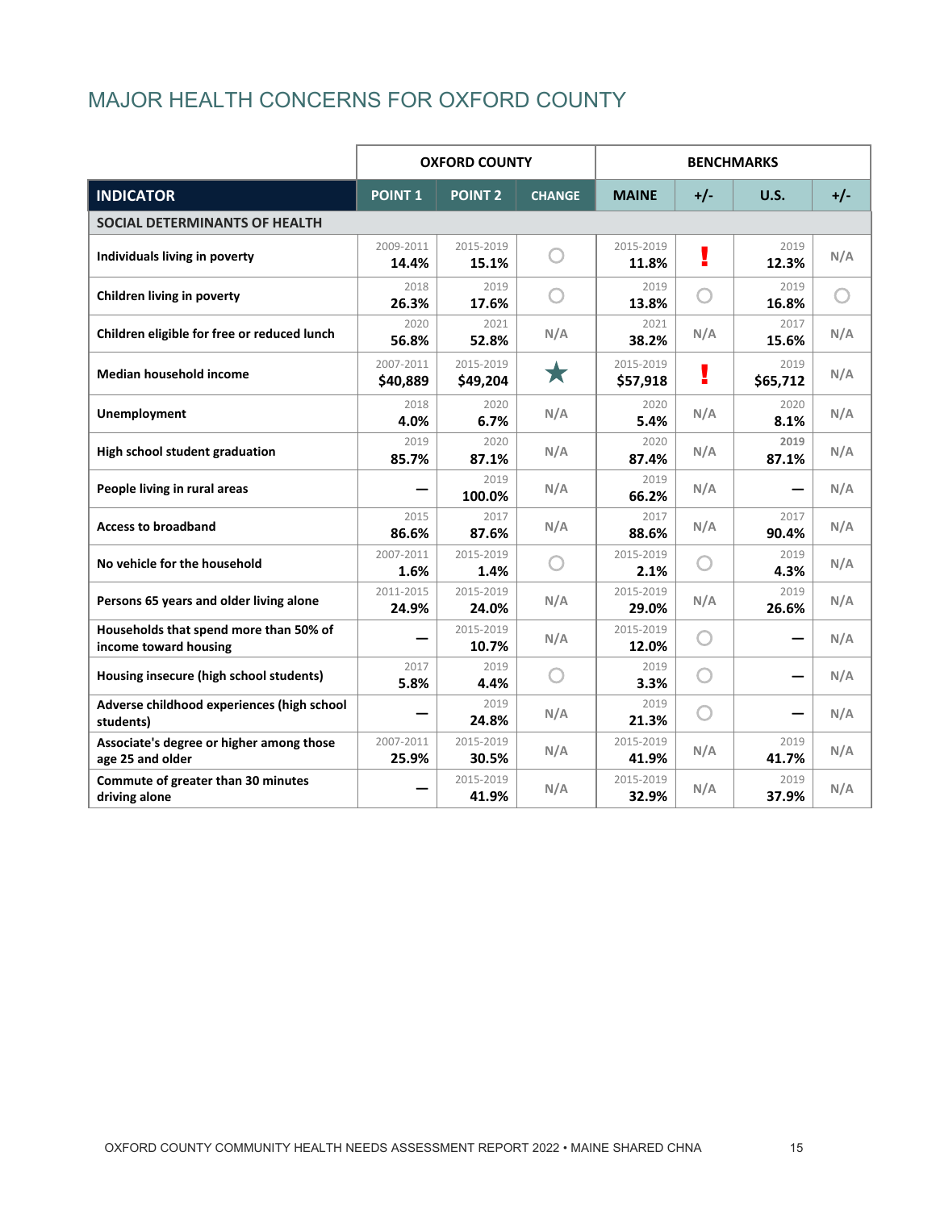# MAJOR HEALTH CONCERNS FOR OXFORD COUNTY

| INDICATOR | OXFORD COUNTY POINT 1 | OXFORD COUNTY POINT 2 | CHANGE | BENCHMARKS MAINE | +/- | U.S. | +/- |
|---|---|---|---|---|---|---|---|
| **SOCIAL DETERMINANTS OF HEALTH** | | | | | | | |
| Individuals living in poverty | 2009-2011 **14.4%** | 2015-2019 **15.1%** | ○ | 2015-2019 **11.8%** | ! | 2019 **12.3%** | N/A |
| Children living in poverty | 2018 **26.3%** | 2019 **17.6%** | ○ | 2019 **13.8%** | ○ | 2019 **16.8%** | ○ |
| Children eligible for free or reduced lunch | 2020 **56.8%** | 2021 **52.8%** | N/A | 2021 **38.2%** | N/A | 2017 **15.6%** | N/A |
| Median household income | 2007-2011 **$40,889** | 2015-2019 **$49,204** | ★ | 2015-2019 **$57,918** | ! | 2019 **$65,712** | N/A |
| Unemployment | 2018 **4.0%** | 2020 **6.7%** | N/A | 2020 **5.4%** | N/A | 2020 **8.1%** | N/A |
| High school student graduation | 2019 **85.7%** | 2020 **87.1%** | N/A | 2020 **87.4%** | N/A | 2019 **87.1%** | N/A |
| People living in rural areas | — | 2019 **100.0%** | N/A | 2019 **66.2%** | N/A | — | N/A |
| Access to broadband | 2015 **86.6%** | 2017 **87.6%** | N/A | 2017 **88.6%** | N/A | 2017 **90.4%** | N/A |
| No vehicle for the household | 2007-2011 **1.6%** | 2015-2019 **1.4%** | ○ | 2015-2019 **2.1%** | ○ | 2019 **4.3%** | N/A |
| Persons 65 years and older living alone | 2011-2015 **24.9%** | 2015-2019 **24.0%** | N/A | 2015-2019 **29.0%** | N/A | 2019 **26.6%** | N/A |
| Households that spend more than 50% of income toward housing | — | 2015-2019 **10.7%** | N/A | 2015-2019 **12.0%** | ○ | — | N/A |
| Housing insecure (high school students) | 2017 **5.8%** | 2019 **4.4%** | ○ | 2019 **3.3%** | ○ | — | N/A |
| Adverse childhood experiences (high school students) | — | 2019 **24.8%** | N/A | 2019 **21.3%** | ○ | — | N/A |
| Associate's degree or higher among those age 25 and older | 2007-2011 **25.9%** | 2015-2019 **30.5%** | N/A | 2015-2019 **41.9%** | N/A | 2019 **41.7%** | N/A |
| Commute of greater than 30 minutes driving alone | — | 2015-2019 **41.9%** | N/A | 2015-2019 **32.9%** | N/A | 2019 **37.9%** | N/A |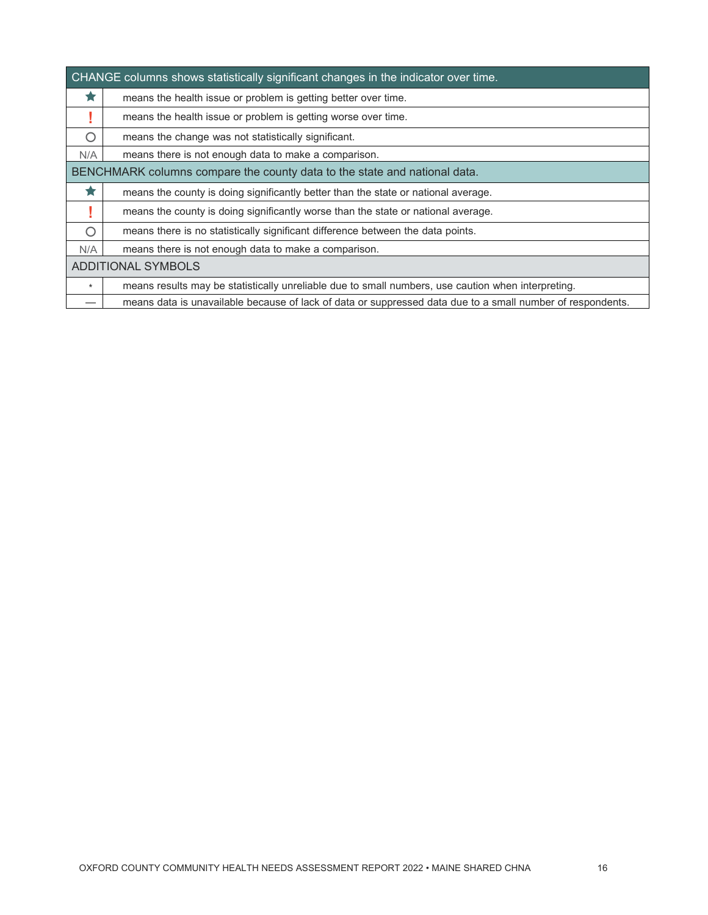| CHANGE columns shows statistically significant changes in the indicator over time. | |
|---|---|
| ★ | means the health issue or problem is getting better over time. |
| ! | means the health issue or problem is getting worse over time. |
| ○ | means the change was not statistically significant. |
| N/A | means there is not enough data to make a comparison. |
| **BENCHMARK columns compare the county data to the state and national data.** | |
| ★ | means the county is doing significantly better than the state or national average. |
| ! | means the county is doing significantly worse than the state or national average. |
| ○ | means there is no statistically significant difference between the data points. |
| N/A | means there is not enough data to make a comparison. |
| **ADDITIONAL SYMBOLS** | |
| * | means results may be statistically unreliable due to small numbers, use caution when interpreting. |
| — | means data is unavailable because of lack of data or suppressed data due to a small number of respondents. |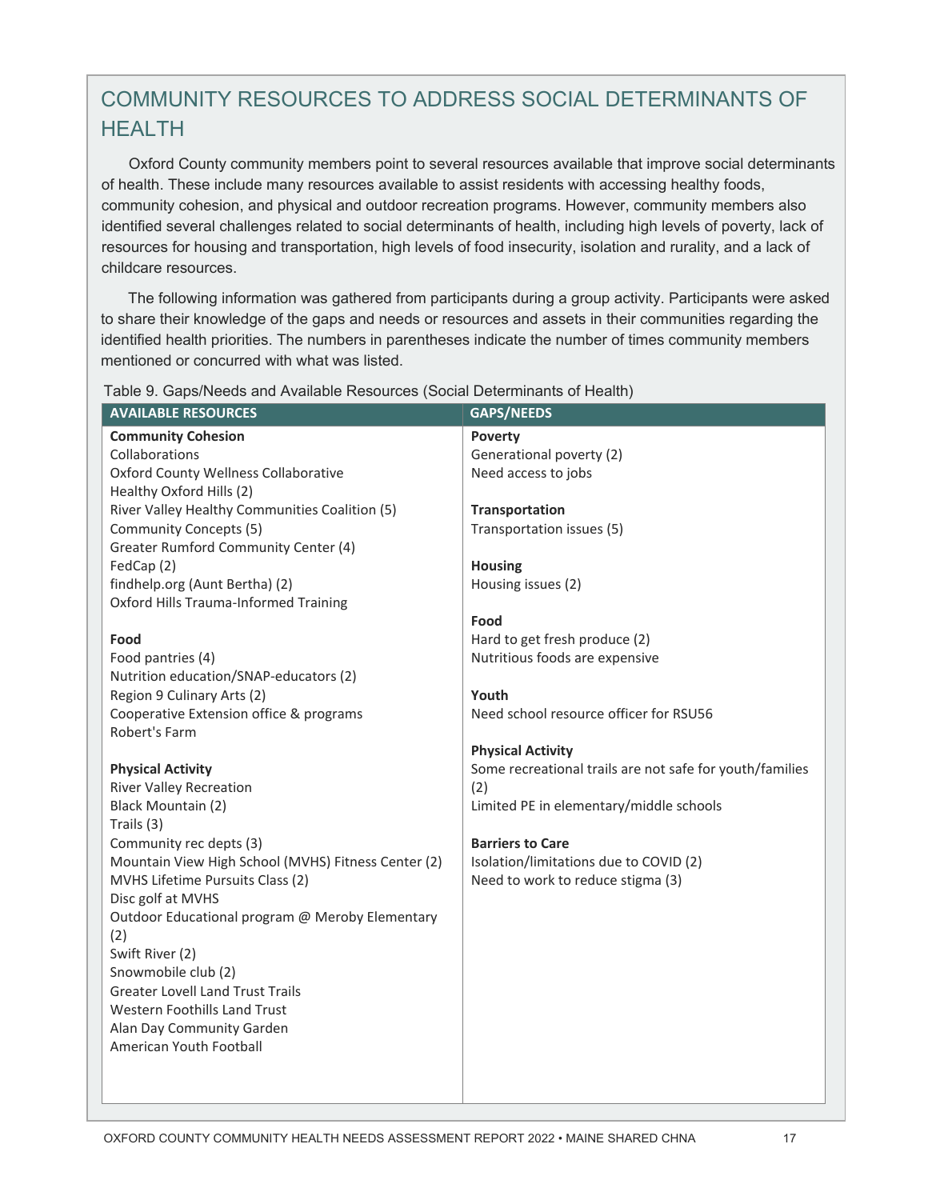## COMMUNITY RESOURCES TO ADDRESS SOCIAL DETERMINANTS OF HEALTH

Oxford County community members point to several resources available that improve social determinants of health. These include many resources available to assist residents with accessing healthy foods, community cohesion, and physical and outdoor recreation programs. However, community members also identified several challenges related to social determinants of health, including high levels of poverty, lack of resources for housing and transportation, high levels of food insecurity, isolation and rurality, and a lack of childcare resources.

The following information was gathered from participants during a group activity. Participants were asked to share their knowledge of the gaps and needs or resources and assets in their communities regarding the identified health priorities. The numbers in parentheses indicate the number of times community members mentioned or concurred with what was listed.

Table 9. Gaps/Needs and Available Resources (Social Determinants of Health)

| AVAILABLE RESOURCES | GAPS/NEEDS |
|---|---|
| **Community Cohesion** | **Poverty** |
| Collaborations | Generational poverty (2) |
| Oxford County Wellness Collaborative | Need access to jobs |
| Healthy Oxford Hills (2) | |
| River Valley Healthy Communities Coalition (5) | **Transportation** |
| Community Concepts (5) | Transportation issues (5) |
| Greater Rumford Community Center (4) | |
| FedCap (2) | **Housing** |
| findhelp.org (Aunt Bertha) (2) | Housing issues (2) |
| Oxford Hills Trauma-Informed Training | |
| | **Food** |
| **Food** | Hard to get fresh produce (2) |
| Food pantries (4) | Nutritious foods are expensive |
| Nutrition education/SNAP-educators (2) | |
| Region 9 Culinary Arts (2) | **Youth** |
| Cooperative Extension office & programs | Need school resource officer for RSU56 |
| Robert's Farm | |
| | **Physical Activity** |
| **Physical Activity** | Some recreational trails are not safe for youth/families (2) |
| River Valley Recreation | |
| Black Mountain (2) | Limited PE in elementary/middle schools |
| Trails (3) | |
| Community rec depts (3) | **Barriers to Care** |
| Mountain View High School (MVHS) Fitness Center (2) | Isolation/limitations due to COVID (2) |
| MVHS Lifetime Pursuits Class (2) | Need to work to reduce stigma (3) |
| Disc golf at MVHS | |
| Outdoor Educational program @ Meroby Elementary (2) | |
| Swift River (2) | |
| Snowmobile club (2) | |
| Greater Lovell Land Trust Trails | |
| Western Foothills Land Trust | |
| Alan Day Community Garden | |
| American Youth Football | |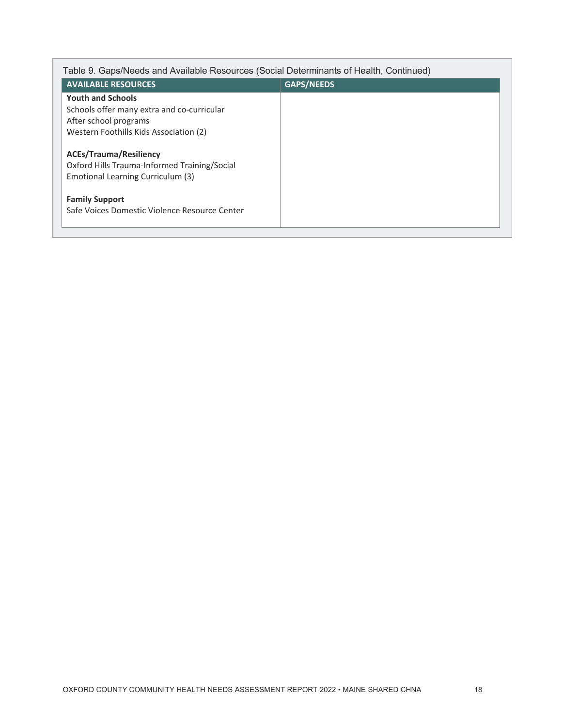Table 9. Gaps/Needs and Available Resources (Social Determinants of Health, Continued)

| AVAILABLE RESOURCES | GAPS/NEEDS |
|---|---|
| **Youth and Schools**<br>Schools offer many extra and co-curricular<br>After school programs<br>Western Foothills Kids Association (2)<br><br>**ACEs/Trauma/Resiliency**<br>Oxford Hills Trauma-Informed Training/Social Emotional Learning Curriculum (3)<br><br>**Family Support**<br>Safe Voices Domestic Violence Resource Center | |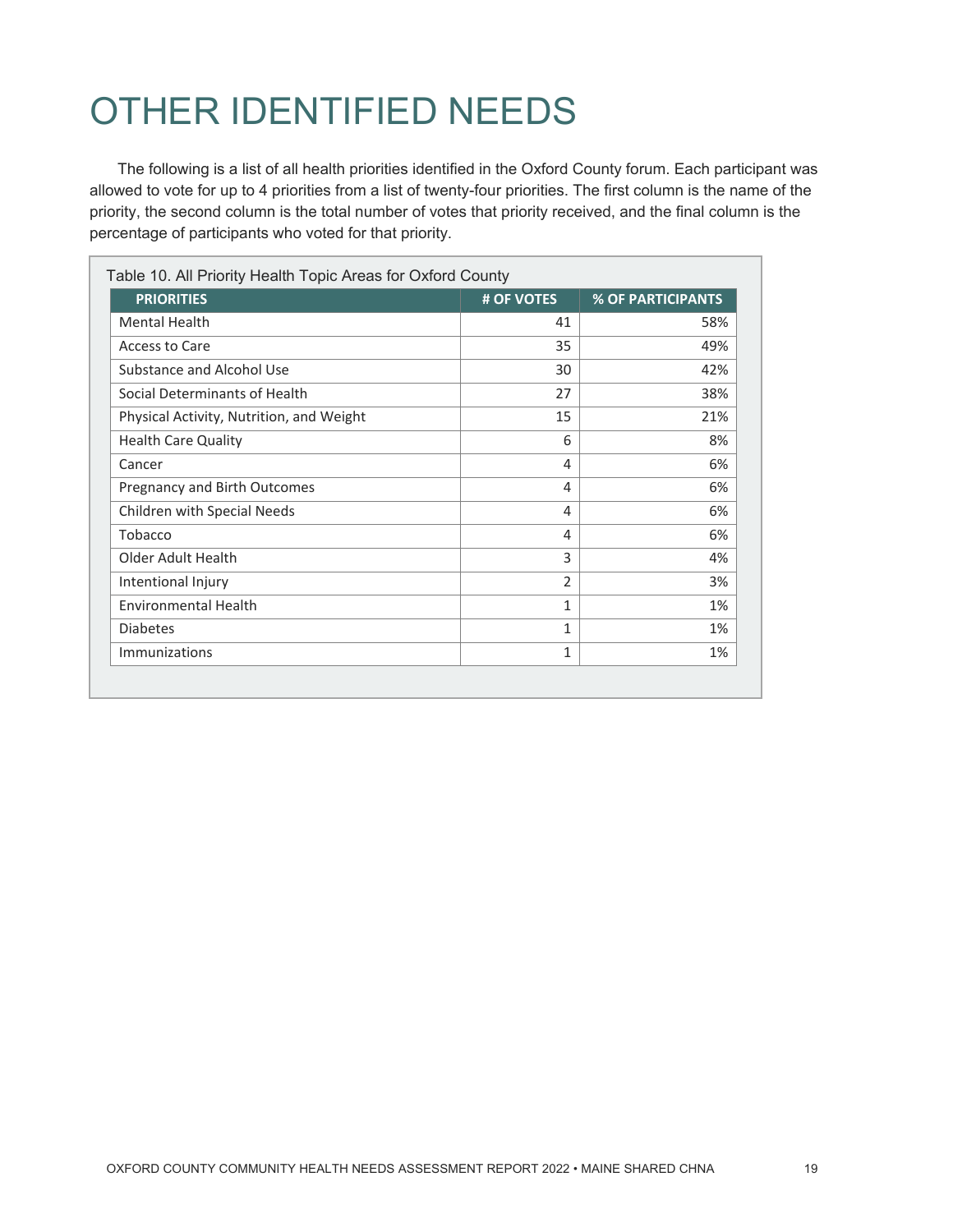# OTHER IDENTIFIED NEEDS

The following is a list of all health priorities identified in the Oxford County forum. Each participant was allowed to vote for up to 4 priorities from a list of twenty-four priorities. The first column is the name of the priority, the second column is the total number of votes that priority received, and the final column is the percentage of participants who voted for that priority.

Table 10. All Priority Health Topic Areas for Oxford County

| PRIORITIES | # OF VOTES | % OF PARTICIPANTS |
|---|---|---|
| Mental Health | 41 | 58% |
| Access to Care | 35 | 49% |
| Substance and Alcohol Use | 30 | 42% |
| Social Determinants of Health | 27 | 38% |
| Physical Activity, Nutrition, and Weight | 15 | 21% |
| Health Care Quality | 6 | 8% |
| Cancer | 4 | 6% |
| Pregnancy and Birth Outcomes | 4 | 6% |
| Children with Special Needs | 4 | 6% |
| Tobacco | 4 | 6% |
| Older Adult Health | 3 | 4% |
| Intentional Injury | 2 | 3% |
| Environmental Health | 1 | 1% |
| Diabetes | 1 | 1% |
| Immunizations | 1 | 1% |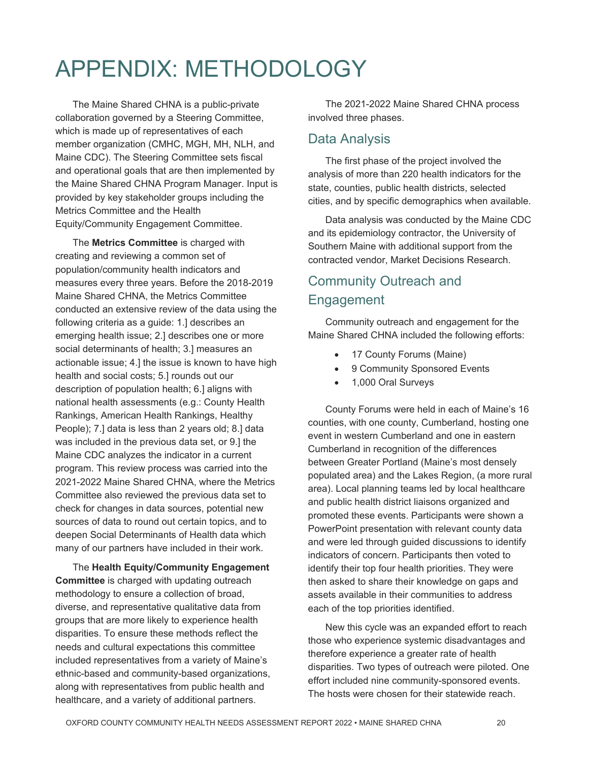# APPENDIX: METHODOLOGY

The Maine Shared CHNA is a public-private collaboration governed by a Steering Committee, which is made up of representatives of each member organization (CMHC, MGH, MH, NLH, and Maine CDC). The Steering Committee sets fiscal and operational goals that are then implemented by the Maine Shared CHNA Program Manager. Input is provided by key stakeholder groups including the Metrics Committee and the Health Equity/Community Engagement Committee.

The **Metrics Committee** is charged with creating and reviewing a common set of population/community health indicators and measures every three years. Before the 2018-2019 Maine Shared CHNA, the Metrics Committee conducted an extensive review of the data using the following criteria as a guide: 1.] describes an emerging health issue; 2.] describes one or more social determinants of health; 3.] measures an actionable issue; 4.] the issue is known to have high health and social costs; 5.] rounds out our description of population health; 6.] aligns with national health assessments (e.g.: County Health Rankings, American Health Rankings, Healthy People); 7.] data is less than 2 years old; 8.] data was included in the previous data set, or 9.] the Maine CDC analyzes the indicator in a current program. This review process was carried into the 2021-2022 Maine Shared CHNA, where the Metrics Committee also reviewed the previous data set to check for changes in data sources, potential new sources of data to round out certain topics, and to deepen Social Determinants of Health data which many of our partners have included in their work.

The **Health Equity/Community Engagement Committee** is charged with updating outreach methodology to ensure a collection of broad, diverse, and representative qualitative data from groups that are more likely to experience health disparities. To ensure these methods reflect the needs and cultural expectations this committee included representatives from a variety of Maine's ethnic-based and community-based organizations, along with representatives from public health and healthcare, and a variety of additional partners.

The 2021-2022 Maine Shared CHNA process involved three phases.

## Data Analysis

The first phase of the project involved the analysis of more than 220 health indicators for the state, counties, public health districts, selected cities, and by specific demographics when available.

Data analysis was conducted by the Maine CDC and its epidemiology contractor, the University of Southern Maine with additional support from the contracted vendor, Market Decisions Research.

## Community Outreach and Engagement

Community outreach and engagement for the Maine Shared CHNA included the following efforts:

- 17 County Forums (Maine)
- 9 Community Sponsored Events
- 1,000 Oral Surveys

County Forums were held in each of Maine's 16 counties, with one county, Cumberland, hosting one event in western Cumberland and one in eastern Cumberland in recognition of the differences between Greater Portland (Maine's most densely populated area) and the Lakes Region, (a more rural area). Local planning teams led by local healthcare and public health district liaisons organized and promoted these events. Participants were shown a PowerPoint presentation with relevant county data and were led through guided discussions to identify indicators of concern. Participants then voted to identify their top four health priorities. They were then asked to share their knowledge on gaps and assets available in their communities to address each of the top priorities identified.

New this cycle was an expanded effort to reach those who experience systemic disadvantages and therefore experience a greater rate of health disparities. Two types of outreach were piloted. One effort included nine community-sponsored events. The hosts were chosen for their statewide reach.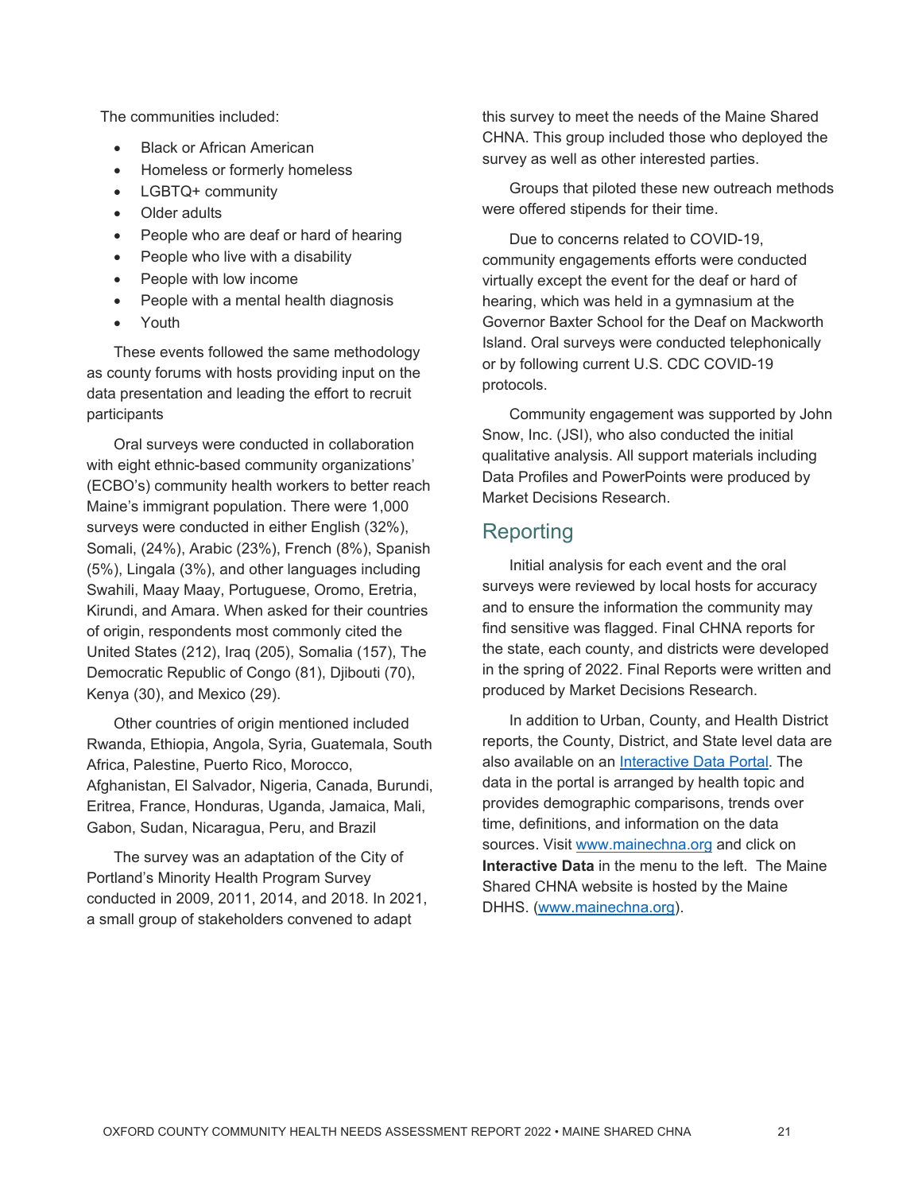The communities included:

- Black or African American
- Homeless or formerly homeless
- LGBTQ+ community
- Older adults
- People who are deaf or hard of hearing
- People who live with a disability
- People with low income
- People with a mental health diagnosis
- Youth

These events followed the same methodology as county forums with hosts providing input on the data presentation and leading the effort to recruit participants

Oral surveys were conducted in collaboration with eight ethnic-based community organizations' (ECBO's) community health workers to better reach Maine's immigrant population. There were 1,000 surveys were conducted in either English (32%), Somali, (24%), Arabic (23%), French (8%), Spanish (5%), Lingala (3%), and other languages including Swahili, Maay Maay, Portuguese, Oromo, Eretria, Kirundi, and Amara. When asked for their countries of origin, respondents most commonly cited the United States (212), Iraq (205), Somalia (157), The Democratic Republic of Congo (81), Djibouti (70), Kenya (30), and Mexico (29).

Other countries of origin mentioned included Rwanda, Ethiopia, Angola, Syria, Guatemala, South Africa, Palestine, Puerto Rico, Morocco, Afghanistan, El Salvador, Nigeria, Canada, Burundi, Eritrea, France, Honduras, Uganda, Jamaica, Mali, Gabon, Sudan, Nicaragua, Peru, and Brazil

The survey was an adaptation of the City of Portland's Minority Health Program Survey conducted in 2009, 2011, 2014, and 2018. In 2021, a small group of stakeholders convened to adapt this survey to meet the needs of the Maine Shared CHNA. This group included those who deployed the survey as well as other interested parties.

Groups that piloted these new outreach methods were offered stipends for their time.

Due to concerns related to COVID-19, community engagements efforts were conducted virtually except the event for the deaf or hard of hearing, which was held in a gymnasium at the Governor Baxter School for the Deaf on Mackworth Island. Oral surveys were conducted telephonically or by following current U.S. CDC COVID-19 protocols.

Community engagement was supported by John Snow, Inc. (JSI), who also conducted the initial qualitative analysis. All support materials including Data Profiles and PowerPoints were produced by Market Decisions Research.

## Reporting

Initial analysis for each event and the oral surveys were reviewed by local hosts for accuracy and to ensure the information the community may find sensitive was flagged. Final CHNA reports for the state, each county, and districts were developed in the spring of 2022. Final Reports were written and produced by Market Decisions Research.

In addition to Urban, County, and Health District reports, the County, District, and State level data are also available on an [Interactive Data Portal](). The data in the portal is arranged by health topic and provides demographic comparisons, trends over time, definitions, and information on the data sources. Visit [www.mainechna.org](www.mainechna.org) and click on **Interactive Data** in the menu to the left. The Maine Shared CHNA website is hosted by the Maine DHHS. ([www.mainechna.org](www.mainechna.org)).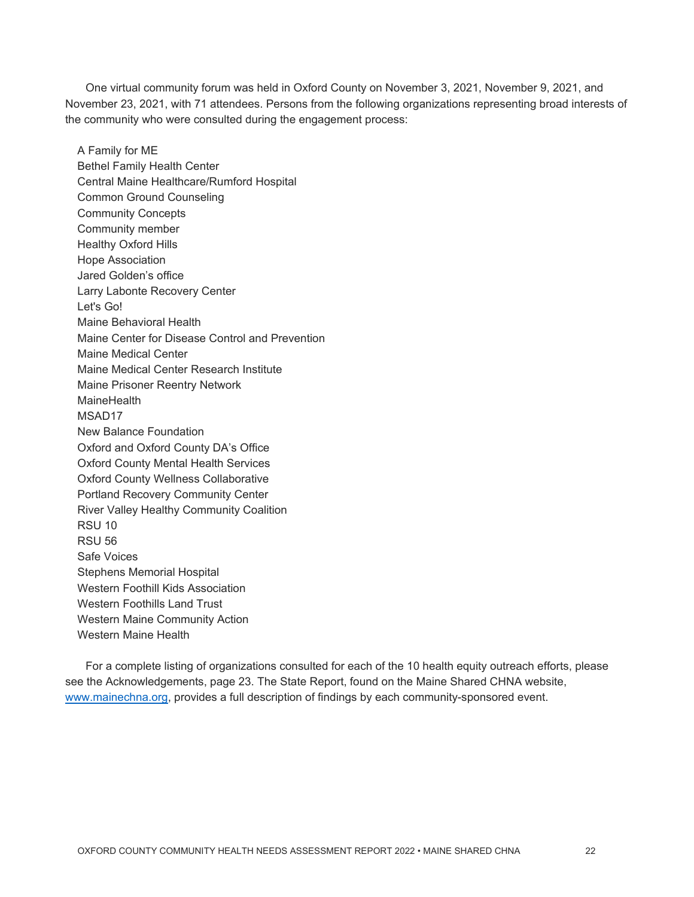One virtual community forum was held in Oxford County on November 3, 2021, November 9, 2021, and November 23, 2021, with 71 attendees. Persons from the following organizations representing broad interests of the community who were consulted during the engagement process:

A Family for ME
Bethel Family Health Center
Central Maine Healthcare/Rumford Hospital
Common Ground Counseling
Community Concepts
Community member
Healthy Oxford Hills
Hope Association
Jared Golden's office
Larry Labonte Recovery Center
Let's Go!
Maine Behavioral Health
Maine Center for Disease Control and Prevention
Maine Medical Center
Maine Medical Center Research Institute
Maine Prisoner Reentry Network
MaineHealth
MSAD17
New Balance Foundation
Oxford and Oxford County DA's Office
Oxford County Mental Health Services
Oxford County Wellness Collaborative
Portland Recovery Community Center
River Valley Healthy Community Coalition
RSU 10
RSU 56
Safe Voices
Stephens Memorial Hospital
Western Foothill Kids Association
Western Foothills Land Trust
Western Maine Community Action
Western Maine Health

For a complete listing of organizations consulted for each of the 10 health equity outreach efforts, please see the Acknowledgements, page 23. The State Report, found on the Maine Shared CHNA website, [www.mainechna.org](http://www.mainechna.org), provides a full description of findings by each community-sponsored event.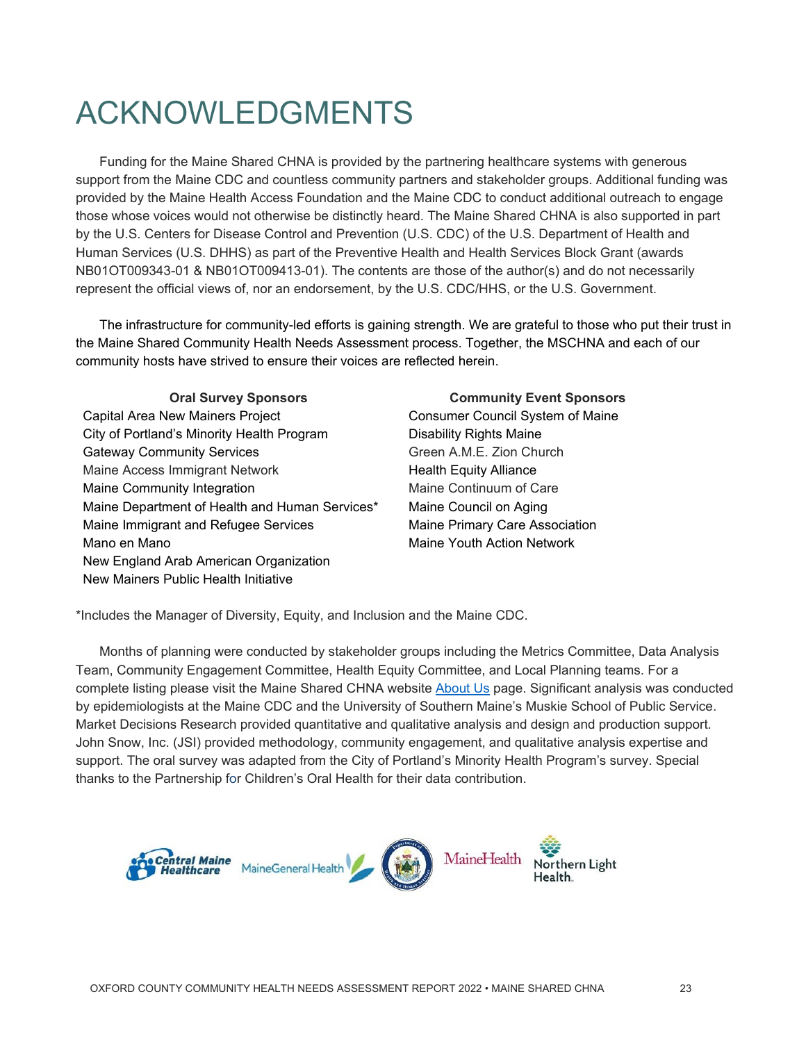# ACKNOWLEDGMENTS

Funding for the Maine Shared CHNA is provided by the partnering healthcare systems with generous support from the Maine CDC and countless community partners and stakeholder groups. Additional funding was provided by the Maine Health Access Foundation and the Maine CDC to conduct additional outreach to engage those whose voices would not otherwise be distinctly heard. The Maine Shared CHNA is also supported in part by the U.S. Centers for Disease Control and Prevention (U.S. CDC) of the U.S. Department of Health and Human Services (U.S. DHHS) as part of the Preventive Health and Health Services Block Grant (awards NB01OT009343-01 & NB01OT009413-01). The contents are those of the author(s) and do not necessarily represent the official views of, nor an endorsement, by the U.S. CDC/HHS, or the U.S. Government.

The infrastructure for community-led efforts is gaining strength. We are grateful to those who put their trust in the Maine Shared Community Health Needs Assessment process. Together, the MSCHNA and each of our community hosts have strived to ensure their voices are reflected herein.

**Oral Survey Sponsors**

Capital Area New Mainers Project
City of Portland's Minority Health Program
Gateway Community Services
Maine Access Immigrant Network
Maine Community Integration
Maine Department of Health and Human Services*
Maine Immigrant and Refugee Services
Mano en Mano
New England Arab American Organization
New Mainers Public Health Initiative

**Community Event Sponsors**

Consumer Council System of Maine
Disability Rights Maine
Green A.M.E. Zion Church
Health Equity Alliance
Maine Continuum of Care
Maine Council on Aging
Maine Primary Care Association
Maine Youth Action Network

*Includes the Manager of Diversity, Equity, and Inclusion and the Maine CDC.

Months of planning were conducted by stakeholder groups including the Metrics Committee, Data Analysis Team, Community Engagement Committee, Health Equity Committee, and Local Planning teams. For a complete listing please visit the Maine Shared CHNA website About Us page. Significant analysis was conducted by epidemiologists at the Maine CDC and the University of Southern Maine's Muskie School of Public Service. Market Decisions Research provided quantitative and qualitative analysis and design and production support. John Snow, Inc. (JSI) provided methodology, community engagement, and qualitative analysis expertise and support. The oral survey was adapted from the City of Portland's Minority Health Program's survey. Special thanks to the Partnership for Children's Oral Health for their data contribution.

Central Maine Healthcare MaineGeneral Health MaineHealth Northern Light Health